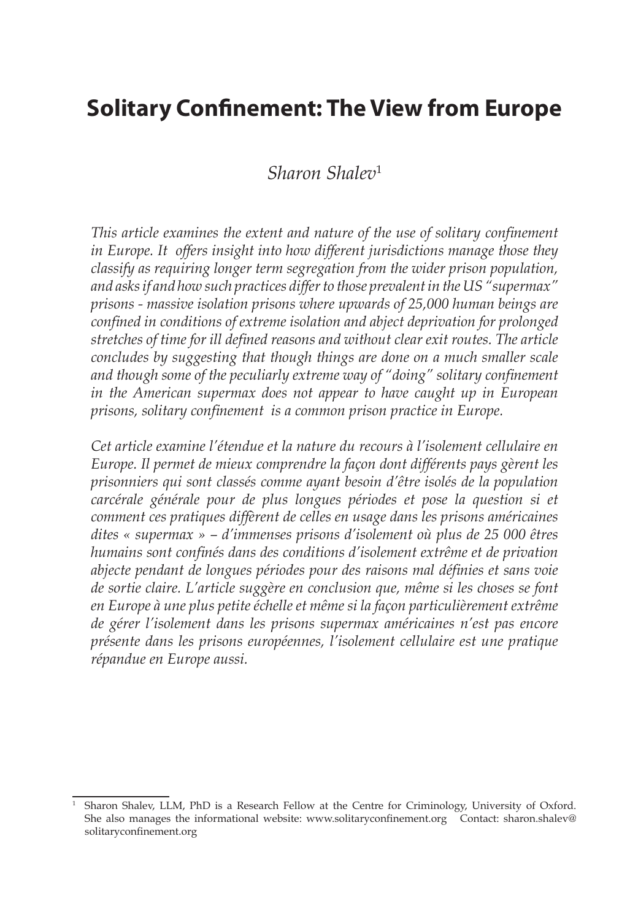# Solitary Confinement: The View from Europe

*Sharon Shalev*[1]

*This article examines the extent and nature of the use of solitary confinement in Europe. It offers insight into how different jurisdictions manage those they classify as requiring longer term segregation from the wider prison population, and asks if and how such practices differ to those prevalent in the US "supermax" prisons - massive isolation prisons where upwards of 25,000 human beings are confined in conditions of extreme isolation and abject deprivation for prolonged stretches of time for ill defined reasons and without clear exit routes. The article concludes by suggesting that though things are done on a much smaller scale and though some of the peculiarly extreme way of "doing" solitary confinement in the American supermax does not appear to have caught up in European prisons, solitary confinement is a common prison practice in Europe.*

*Cet article examine l'étendue et la nature du recours à l'isolement cellulaire en Europe. Il permet de mieux comprendre la façon dont différents pays gèrent les prisonniers qui sont classés comme ayant besoin d'être isolés de la population carcérale générale pour de plus longues périodes et pose la question si et comment ces pratiques diffèrent de celles en usage dans les prisons américaines dites « supermax » – d'immenses prisons d'isolement où plus de 25 000 êtres humains sont confinés dans des conditions d'isolement extrême et de privation abjecte pendant de longues périodes pour des raisons mal définies et sans voie de sortie claire. L'article suggère en conclusion que, même si les choses se font en Europe à une plus petite échelle et même si la façon particulièrement extrême de gérer l'isolement dans les prisons supermax américaines n'est pas encore présente dans les prisons européennes, l'isolement cellulaire est une pratique répandue en Europe aussi.*

---

[1] Sharon Shalev, LLM, PhD is a Research Fellow at the Centre for Criminology, University of Oxford. She also manages the informational website: www.solitaryconfinement.org Contact: sharon.shalev@solitaryconfinement.org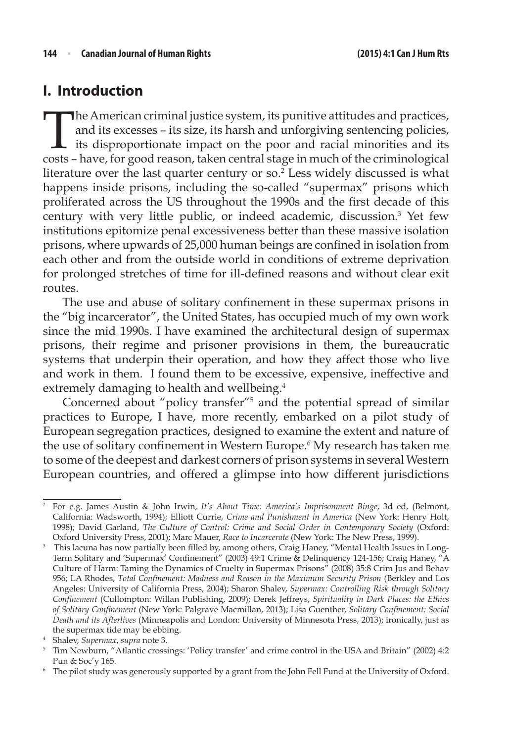## I. Introduction

The American criminal justice system, its punitive attitudes and practices, and its excesses – its size, its harsh and unforgiving sentencing policies, its disproportionate impact on the poor and racial minorities and its costs – have, for good reason, taken central stage in much of the criminological literature over the last quarter century or so.[2] Less widely discussed is what happens inside prisons, including the so-called "supermax" prisons which proliferated across the US throughout the 1990s and the first decade of this century with very little public, or indeed academic, discussion.[3] Yet few institutions epitomize penal excessiveness better than these massive isolation prisons, where upwards of 25,000 human beings are confined in isolation from each other and from the outside world in conditions of extreme deprivation for prolonged stretches of time for ill-defined reasons and without clear exit routes.

The use and abuse of solitary confinement in these supermax prisons in the "big incarcerator", the United States, has occupied much of my own work since the mid 1990s. I have examined the architectural design of supermax prisons, their regime and prisoner provisions in them, the bureaucratic systems that underpin their operation, and how they affect those who live and work in them. I found them to be excessive, expensive, ineffective and extremely damaging to health and wellbeing.[4]

Concerned about "policy transfer"[5] and the potential spread of similar practices to Europe, I have, more recently, embarked on a pilot study of European segregation practices, designed to examine the extent and nature of the use of solitary confinement in Western Europe.[6] My research has taken me to some of the deepest and darkest corners of prison systems in several Western European countries, and offered a glimpse into how different jurisdictions

---

[2] For e.g. James Austin & John Irwin, *It's About Time: America's Imprisonment Binge*, 3d ed, (Belmont, California: Wadsworth, 1994); Elliott Currie, *Crime and Punishment in America* (New York: Henry Holt, 1998); David Garland, *The Culture of Control: Crime and Social Order in Contemporary Society* (Oxford: Oxford University Press, 2001); Marc Mauer, *Race to Incarcerate* (New York: The New Press, 1999).

[3] This lacuna has now partially been filled by, among others, Craig Haney, "Mental Health Issues in Long-Term Solitary and 'Supermax' Confinement" (2003) 49:1 Crime & Delinquency 124-156; Craig Haney, "A Culture of Harm: Taming the Dynamics of Cruelty in Supermax Prisons" (2008) 35:8 Crim Jus and Behav 956; LA Rhodes, *Total Confinement: Madness and Reason in the Maximum Security Prison* (Berkley and Los Angeles: University of California Press, 2004); Sharon Shalev, *Supermax: Controlling Risk through Solitary Confinement* (Cullompton: Willan Publishing, 2009); Derek Jeffreys, *Spirituality in Dark Places: the Ethics of Solitary Confinement* (New York: Palgrave Macmillan, 2013); Lisa Guenther, *Solitary Confinement: Social Death and its Afterlives* (Minneapolis and London: University of Minnesota Press, 2013); ironically, just as the supermax tide may be ebbing.

[4] Shalev, *Supermax*, *supra* note 3.

[5] Tim Newburn, "Atlantic crossings: 'Policy transfer' and crime control in the USA and Britain" (2002) 4:2 Pun & Soc'y 165.

[6] The pilot study was generously supported by a grant from the John Fell Fund at the University of Oxford.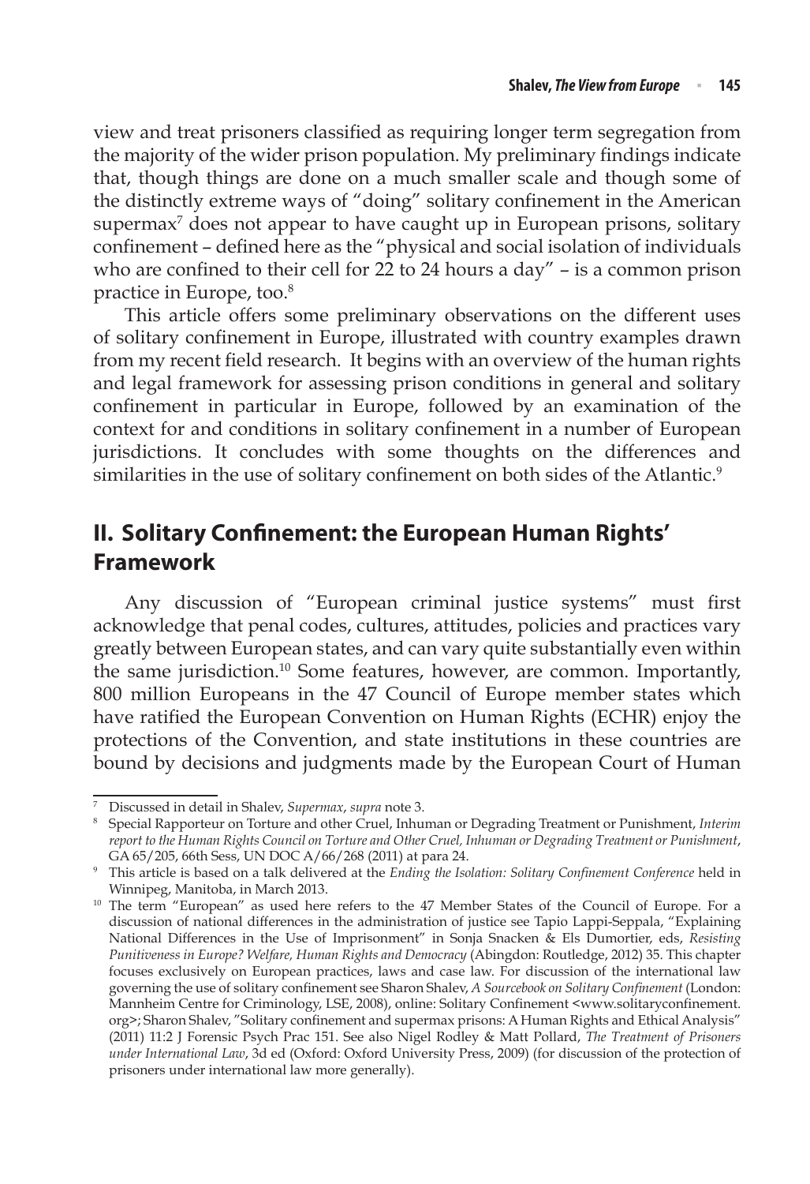view and treat prisoners classified as requiring longer term segregation from the majority of the wider prison population. My preliminary findings indicate that, though things are done on a much smaller scale and though some of the distinctly extreme ways of "doing" solitary confinement in the American supermax[7] does not appear to have caught up in European prisons, solitary confinement – defined here as the "physical and social isolation of individuals who are confined to their cell for 22 to 24 hours a day" – is a common prison practice in Europe, too.[8]

This article offers some preliminary observations on the different uses of solitary confinement in Europe, illustrated with country examples drawn from my recent field research. It begins with an overview of the human rights and legal framework for assessing prison conditions in general and solitary confinement in particular in Europe, followed by an examination of the context for and conditions in solitary confinement in a number of European jurisdictions. It concludes with some thoughts on the differences and similarities in the use of solitary confinement on both sides of the Atlantic.[9]

## II. Solitary Confinement: the European Human Rights' Framework

Any discussion of "European criminal justice systems" must first acknowledge that penal codes, cultures, attitudes, policies and practices vary greatly between European states, and can vary quite substantially even within the same jurisdiction.[10] Some features, however, are common. Importantly, 800 million Europeans in the 47 Council of Europe member states which have ratified the European Convention on Human Rights (ECHR) enjoy the protections of the Convention, and state institutions in these countries are bound by decisions and judgments made by the European Court of Human

---

[7] Discussed in detail in Shalev, *Supermax*, *supra* note 3.

[8] Special Rapporteur on Torture and other Cruel, Inhuman or Degrading Treatment or Punishment, *Interim report to the Human Rights Council on Torture and Other Cruel, Inhuman or Degrading Treatment or Punishment*, GA 65/205, 66th Sess, UN DOC A/66/268 (2011) at para 24.

[9] This article is based on a talk delivered at the *Ending the Isolation: Solitary Confinement Conference* held in Winnipeg, Manitoba, in March 2013.

[10] The term "European" as used here refers to the 47 Member States of the Council of Europe. For a discussion of national differences in the administration of justice see Tapio Lappi-Seppala, "Explaining National Differences in the Use of Imprisonment" in Sonja Snacken & Els Dumortier, eds, *Resisting Punitiveness in Europe? Welfare, Human Rights and Democracy* (Abingdon: Routledge, 2012) 35. This chapter focuses exclusively on European practices, laws and case law. For discussion of the international law governing the use of solitary confinement see Sharon Shalev, *A Sourcebook on Solitary Confinement* (London: Mannheim Centre for Criminology, LSE, 2008), online: Solitary Confinement <www.solitaryconfinement.org>; Sharon Shalev, "Solitary confinement and supermax prisons: A Human Rights and Ethical Analysis" (2011) 11:2 J Forensic Psych Prac 151. See also Nigel Rodley & Matt Pollard, *The Treatment of Prisoners under International Law*, 3d ed (Oxford: Oxford University Press, 2009) (for discussion of the protection of prisoners under international law more generally).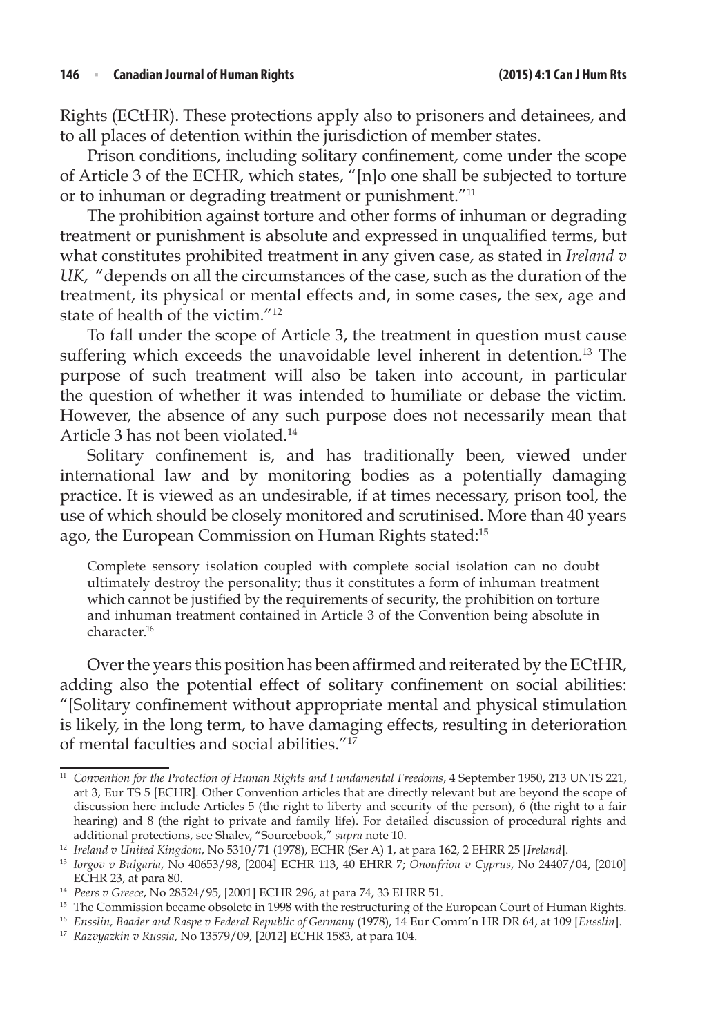Rights (ECtHR). These protections apply also to prisoners and detainees, and to all places of detention within the jurisdiction of member states.

Prison conditions, including solitary confinement, come under the scope of Article 3 of the ECHR, which states, "[n]o one shall be subjected to torture or to inhuman or degrading treatment or punishment."[11]

The prohibition against torture and other forms of inhuman or degrading treatment or punishment is absolute and expressed in unqualified terms, but what constitutes prohibited treatment in any given case, as stated in *Ireland v UK*, "depends on all the circumstances of the case, such as the duration of the treatment, its physical or mental effects and, in some cases, the sex, age and state of health of the victim."[12]

To fall under the scope of Article 3, the treatment in question must cause suffering which exceeds the unavoidable level inherent in detention.[13] The purpose of such treatment will also be taken into account, in particular the question of whether it was intended to humiliate or debase the victim. However, the absence of any such purpose does not necessarily mean that Article 3 has not been violated.[14]

Solitary confinement is, and has traditionally been, viewed under international law and by monitoring bodies as a potentially damaging practice. It is viewed as an undesirable, if at times necessary, prison tool, the use of which should be closely monitored and scrutinised. More than 40 years ago, the European Commission on Human Rights stated:[15]

> Complete sensory isolation coupled with complete social isolation can no doubt ultimately destroy the personality; thus it constitutes a form of inhuman treatment which cannot be justified by the requirements of security, the prohibition on torture and inhuman treatment contained in Article 3 of the Convention being absolute in character.[16]

Over the years this position has been affirmed and reiterated by the ECtHR, adding also the potential effect of solitary confinement on social abilities: "[Solitary confinement without appropriate mental and physical stimulation is likely, in the long term, to have damaging effects, resulting in deterioration of mental faculties and social abilities."[17]

---

[11] *Convention for the Protection of Human Rights and Fundamental Freedoms*, 4 September 1950, 213 UNTS 221, art 3, Eur TS 5 [ECHR]. Other Convention articles that are directly relevant but are beyond the scope of discussion here include Articles 5 (the right to liberty and security of the person), 6 (the right to a fair hearing) and 8 (the right to private and family life). For detailed discussion of procedural rights and additional protections, see Shalev, "Sourcebook," *supra* note 10.

[12] *Ireland v United Kingdom*, No 5310/71 (1978), ECHR (Ser A) 1, at para 162, 2 EHRR 25 [*Ireland*].

[13] *Iorgov v Bulgaria*, No 40653/98, [2004] ECHR 113, 40 EHRR 7; *Onoufriou v Cyprus*, No 24407/04, [2010] ECHR 23, at para 80.

[14] *Peers v Greece*, No 28524/95, [2001] ECHR 296, at para 74, 33 EHRR 51.

[15] The Commission became obsolete in 1998 with the restructuring of the European Court of Human Rights.

[16] *Ensslin, Baader and Raspe v Federal Republic of Germany* (1978), 14 Eur Comm'n HR DR 64, at 109 [*Ensslin*].

[17] *Razvyazkin v Russia*, No 13579/09, [2012] ECHR 1583, at para 104.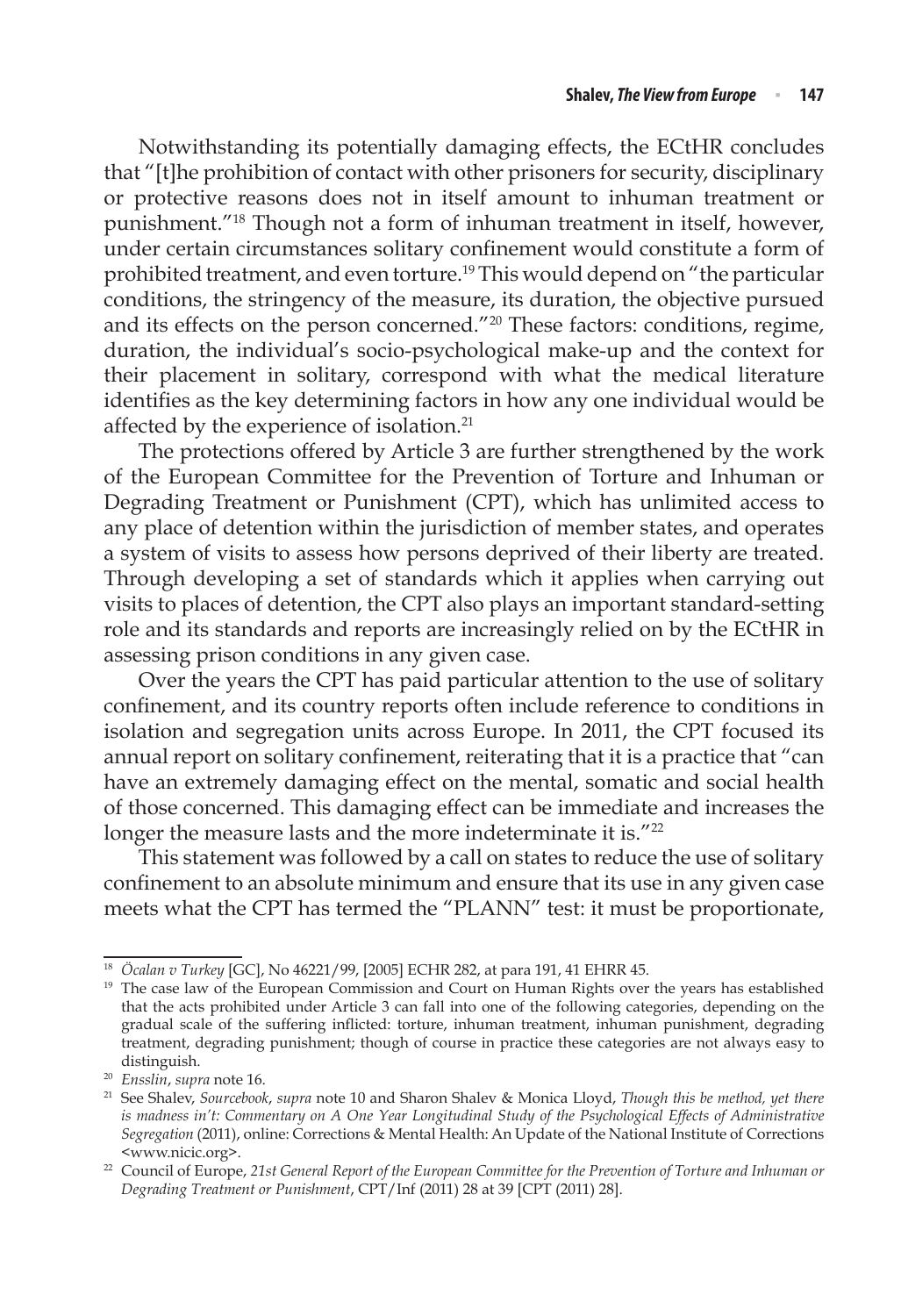Notwithstanding its potentially damaging effects, the ECtHR concludes that "[t]he prohibition of contact with other prisoners for security, disciplinary or protective reasons does not in itself amount to inhuman treatment or punishment."[18] Though not a form of inhuman treatment in itself, however, under certain circumstances solitary confinement would constitute a form of prohibited treatment, and even torture.[19] This would depend on "the particular conditions, the stringency of the measure, its duration, the objective pursued and its effects on the person concerned."[20] These factors: conditions, regime, duration, the individual's socio-psychological make-up and the context for their placement in solitary, correspond with what the medical literature identifies as the key determining factors in how any one individual would be affected by the experience of isolation.[21]

The protections offered by Article 3 are further strengthened by the work of the European Committee for the Prevention of Torture and Inhuman or Degrading Treatment or Punishment (CPT), which has unlimited access to any place of detention within the jurisdiction of member states, and operates a system of visits to assess how persons deprived of their liberty are treated. Through developing a set of standards which it applies when carrying out visits to places of detention, the CPT also plays an important standard-setting role and its standards and reports are increasingly relied on by the ECtHR in assessing prison conditions in any given case.

Over the years the CPT has paid particular attention to the use of solitary confinement, and its country reports often include reference to conditions in isolation and segregation units across Europe. In 2011, the CPT focused its annual report on solitary confinement, reiterating that it is a practice that "can have an extremely damaging effect on the mental, somatic and social health of those concerned. This damaging effect can be immediate and increases the longer the measure lasts and the more indeterminate it is."[22]

This statement was followed by a call on states to reduce the use of solitary confinement to an absolute minimum and ensure that its use in any given case meets what the CPT has termed the "PLANN" test: it must be proportionate,

---

[18] *Öcalan v Turkey* [GC], No 46221/99, [2005] ECHR 282, at para 191, 41 EHRR 45.

[19] The case law of the European Commission and Court on Human Rights over the years has established that the acts prohibited under Article 3 can fall into one of the following categories, depending on the gradual scale of the suffering inflicted: torture, inhuman treatment, inhuman punishment, degrading treatment, degrading punishment; though of course in practice these categories are not always easy to distinguish.

[20] *Ensslin*, *supra* note 16.

[21] See Shalev, *Sourcebook*, *supra* note 10 and Sharon Shalev & Monica Lloyd, *Though this be method, yet there is madness in't: Commentary on A One Year Longitudinal Study of the Psychological Effects of Administrative Segregation* (2011), online: Corrections & Mental Health: An Update of the National Institute of Corrections <www.nicic.org>.

[22] Council of Europe, *21st General Report of the European Committee for the Prevention of Torture and Inhuman or Degrading Treatment or Punishment*, CPT/Inf (2011) 28 at 39 [CPT (2011) 28].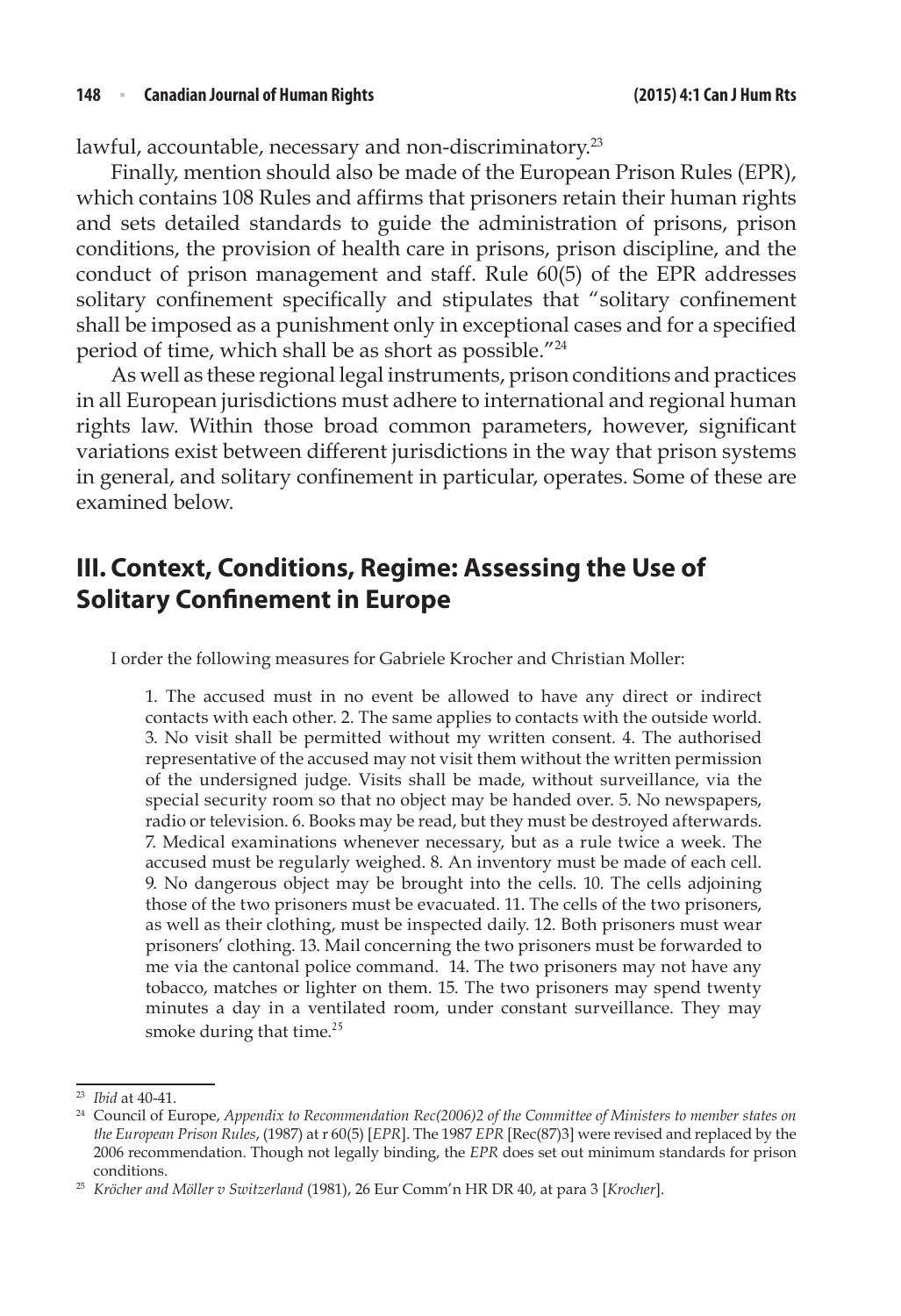lawful, accountable, necessary and non-discriminatory.[23]

Finally, mention should also be made of the European Prison Rules (EPR), which contains 108 Rules and affirms that prisoners retain their human rights and sets detailed standards to guide the administration of prisons, prison conditions, the provision of health care in prisons, prison discipline, and the conduct of prison management and staff. Rule 60(5) of the EPR addresses solitary confinement specifically and stipulates that "solitary confinement shall be imposed as a punishment only in exceptional cases and for a specified period of time, which shall be as short as possible."[24]

As well as these regional legal instruments, prison conditions and practices in all European jurisdictions must adhere to international and regional human rights law. Within those broad common parameters, however, significant variations exist between different jurisdictions in the way that prison systems in general, and solitary confinement in particular, operates. Some of these are examined below.

## III. Context, Conditions, Regime: Assessing the Use of Solitary Confinement in Europe

I order the following measures for Gabriele Krocher and Christian Moller:

> 1. The accused must in no event be allowed to have any direct or indirect contacts with each other. 2. The same applies to contacts with the outside world. 3. No visit shall be permitted without my written consent. 4. The authorised representative of the accused may not visit them without the written permission of the undersigned judge. Visits shall be made, without surveillance, via the special security room so that no object may be handed over. 5. No newspapers, radio or television. 6. Books may be read, but they must be destroyed afterwards. 7. Medical examinations whenever necessary, but as a rule twice a week. The accused must be regularly weighed. 8. An inventory must be made of each cell. 9. No dangerous object may be brought into the cells. 10. The cells adjoining those of the two prisoners must be evacuated. 11. The cells of the two prisoners, as well as their clothing, must be inspected daily. 12. Both prisoners must wear prisoners' clothing. 13. Mail concerning the two prisoners must be forwarded to me via the cantonal police command. 14. The two prisoners may not have any tobacco, matches or lighter on them. 15. The two prisoners may spend twenty minutes a day in a ventilated room, under constant surveillance. They may smoke during that time.[25]

---

[23] *Ibid* at 40-41.

[24] Council of Europe, *Appendix to Recommendation Rec(2006)2 of the Committee of Ministers to member states on the European Prison Rules*, (1987) at r 60(5) [*EPR*]. The 1987 *EPR* [Rec(87)3] were revised and replaced by the 2006 recommendation. Though not legally binding, the *EPR* does set out minimum standards for prison conditions.

[25] *Kröcher and Möller v Switzerland* (1981), 26 Eur Comm'n HR DR 40, at para 3 [*Krocher*].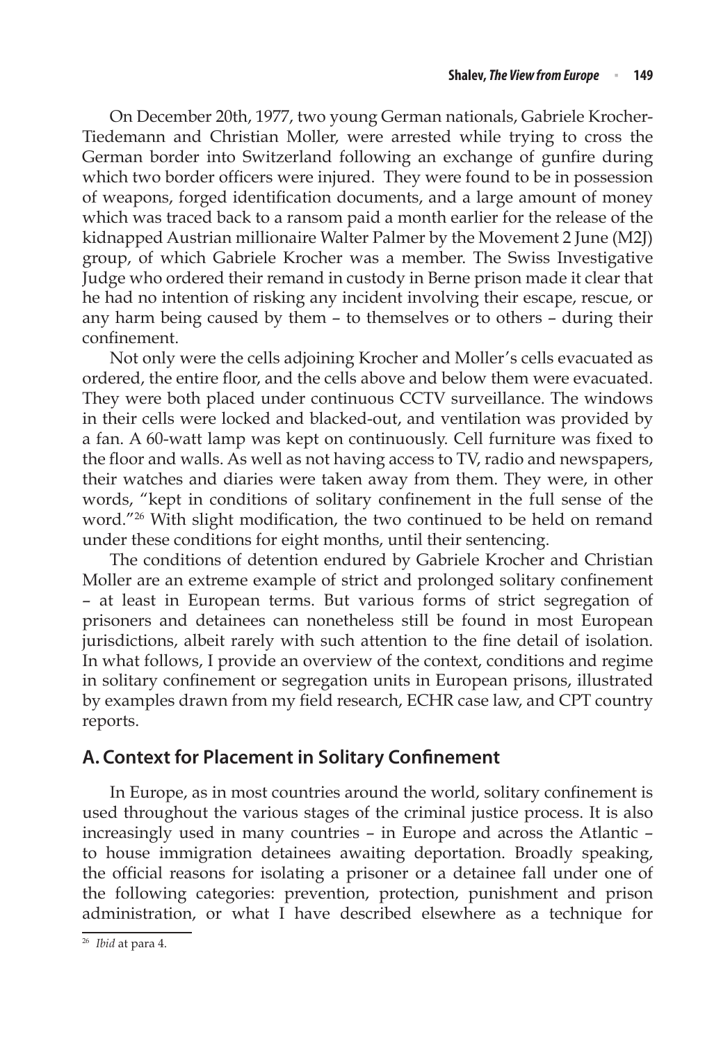On December 20th, 1977, two young German nationals, Gabriele Krocher-Tiedemann and Christian Moller, were arrested while trying to cross the German border into Switzerland following an exchange of gunfire during which two border officers were injured. They were found to be in possession of weapons, forged identification documents, and a large amount of money which was traced back to a ransom paid a month earlier for the release of the kidnapped Austrian millionaire Walter Palmer by the Movement 2 June (M2J) group, of which Gabriele Krocher was a member. The Swiss Investigative Judge who ordered their remand in custody in Berne prison made it clear that he had no intention of risking any incident involving their escape, rescue, or any harm being caused by them – to themselves or to others – during their confinement.

Not only were the cells adjoining Krocher and Moller's cells evacuated as ordered, the entire floor, and the cells above and below them were evacuated. They were both placed under continuous CCTV surveillance. The windows in their cells were locked and blacked-out, and ventilation was provided by a fan. A 60-watt lamp was kept on continuously. Cell furniture was fixed to the floor and walls. As well as not having access to TV, radio and newspapers, their watches and diaries were taken away from them. They were, in other words, "kept in conditions of solitary confinement in the full sense of the word."[26] With slight modification, the two continued to be held on remand under these conditions for eight months, until their sentencing.

The conditions of detention endured by Gabriele Krocher and Christian Moller are an extreme example of strict and prolonged solitary confinement – at least in European terms. But various forms of strict segregation of prisoners and detainees can nonetheless still be found in most European jurisdictions, albeit rarely with such attention to the fine detail of isolation. In what follows, I provide an overview of the context, conditions and regime in solitary confinement or segregation units in European prisons, illustrated by examples drawn from my field research, ECHR case law, and CPT country reports.

## A. Context for Placement in Solitary Confinement

In Europe, as in most countries around the world, solitary confinement is used throughout the various stages of the criminal justice process. It is also increasingly used in many countries – in Europe and across the Atlantic – to house immigration detainees awaiting deportation. Broadly speaking, the official reasons for isolating a prisoner or a detainee fall under one of the following categories: prevention, protection, punishment and prison administration, or what I have described elsewhere as a technique for

---

[26] *Ibid* at para 4.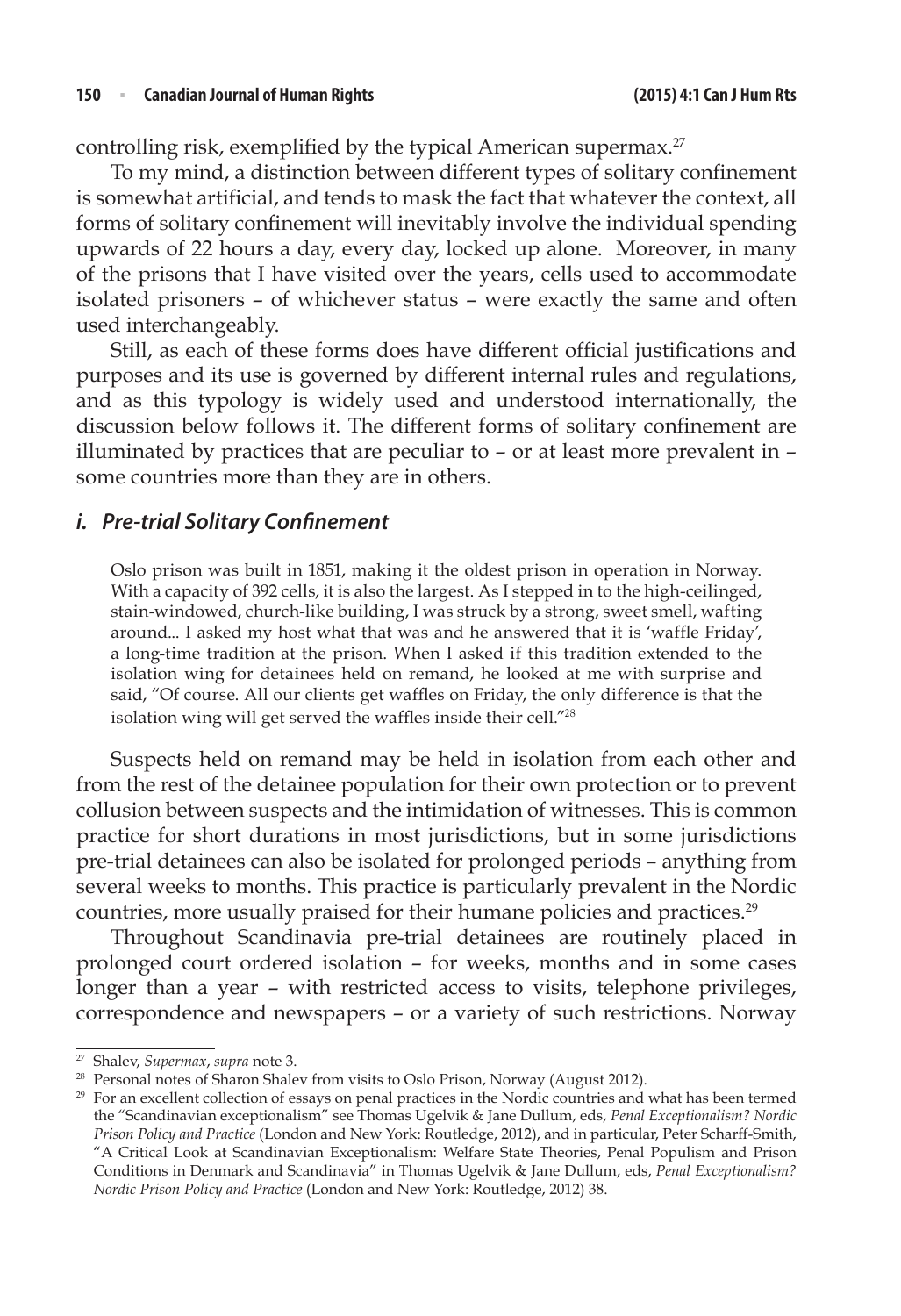controlling risk, exemplified by the typical American supermax.[27]

To my mind, a distinction between different types of solitary confinement is somewhat artificial, and tends to mask the fact that whatever the context, all forms of solitary confinement will inevitably involve the individual spending upwards of 22 hours a day, every day, locked up alone. Moreover, in many of the prisons that I have visited over the years, cells used to accommodate isolated prisoners – of whichever status – were exactly the same and often used interchangeably.

Still, as each of these forms does have different official justifications and purposes and its use is governed by different internal rules and regulations, and as this typology is widely used and understood internationally, the discussion below follows it. The different forms of solitary confinement are illuminated by practices that are peculiar to – or at least more prevalent in – some countries more than they are in others.

### *i. Pre-trial Solitary Confinement*

> Oslo prison was built in 1851, making it the oldest prison in operation in Norway. With a capacity of 392 cells, it is also the largest. As I stepped in to the high-ceilinged, stain-windowed, church-like building, I was struck by a strong, sweet smell, wafting around... I asked my host what that was and he answered that it is 'waffle Friday', a long-time tradition at the prison. When I asked if this tradition extended to the isolation wing for detainees held on remand, he looked at me with surprise and said, "Of course. All our clients get waffles on Friday, the only difference is that the isolation wing will get served the waffles inside their cell."[28]

Suspects held on remand may be held in isolation from each other and from the rest of the detainee population for their own protection or to prevent collusion between suspects and the intimidation of witnesses. This is common practice for short durations in most jurisdictions, but in some jurisdictions pre-trial detainees can also be isolated for prolonged periods – anything from several weeks to months. This practice is particularly prevalent in the Nordic countries, more usually praised for their humane policies and practices.[29]

Throughout Scandinavia pre-trial detainees are routinely placed in prolonged court ordered isolation – for weeks, months and in some cases longer than a year – with restricted access to visits, telephone privileges, correspondence and newspapers – or a variety of such restrictions. Norway

---

[27] Shalev, *Supermax*, *supra* note 3.

[28] Personal notes of Sharon Shalev from visits to Oslo Prison, Norway (August 2012).

[29] For an excellent collection of essays on penal practices in the Nordic countries and what has been termed the "Scandinavian exceptionalism" see Thomas Ugelvik & Jane Dullum, eds, *Penal Exceptionalism? Nordic Prison Policy and Practice* (London and New York: Routledge, 2012), and in particular, Peter Scharff-Smith, "A Critical Look at Scandinavian Exceptionalism: Welfare State Theories, Penal Populism and Prison Conditions in Denmark and Scandinavia" in Thomas Ugelvik & Jane Dullum, eds, *Penal Exceptionalism? Nordic Prison Policy and Practice* (London and New York: Routledge, 2012) 38.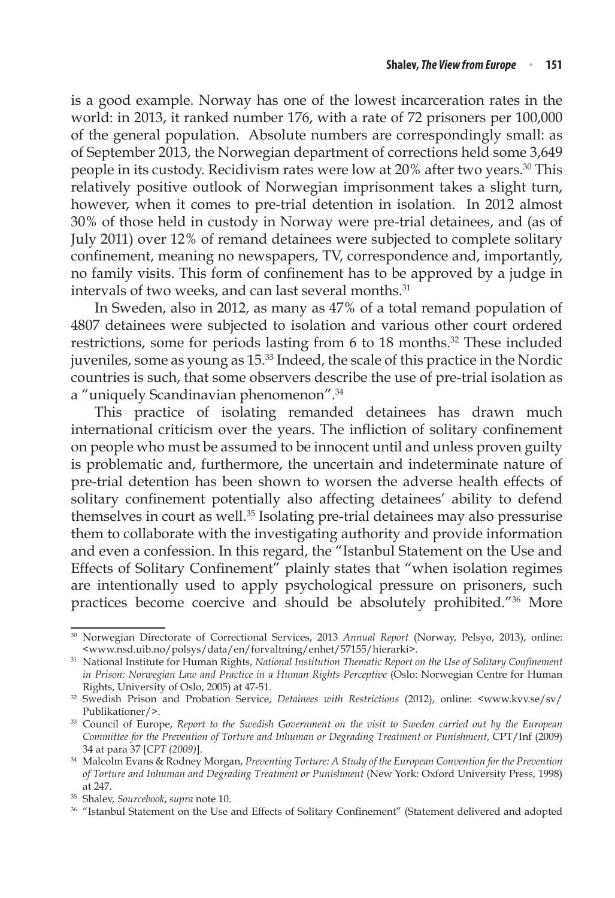is a good example. Norway has one of the lowest incarceration rates in the world: in 2013, it ranked number 176, with a rate of 72 prisoners per 100,000 of the general population. Absolute numbers are correspondingly small: as of September 2013, the Norwegian department of corrections held some 3,649 people in its custody. Recidivism rates were low at 20% after two years.[30] This relatively positive outlook of Norwegian imprisonment takes a slight turn, however, when it comes to pre-trial detention in isolation. In 2012 almost 30% of those held in custody in Norway were pre-trial detainees, and (as of July 2011) over 12% of remand detainees were subjected to complete solitary confinement, meaning no newspapers, TV, correspondence and, importantly, no family visits. This form of confinement has to be approved by a judge in intervals of two weeks, and can last several months.[31]

In Sweden, also in 2012, as many as 47% of a total remand population of 4807 detainees were subjected to isolation and various other court ordered restrictions, some for periods lasting from 6 to 18 months.[32] These included juveniles, some as young as 15.[33] Indeed, the scale of this practice in the Nordic countries is such, that some observers describe the use of pre-trial isolation as a "uniquely Scandinavian phenomenon".[34]

This practice of isolating remanded detainees has drawn much international criticism over the years. The infliction of solitary confinement on people who must be assumed to be innocent until and unless proven guilty is problematic and, furthermore, the uncertain and indeterminate nature of pre-trial detention has been shown to worsen the adverse health effects of solitary confinement potentially also affecting detainees' ability to defend themselves in court as well.[35] Isolating pre-trial detainees may also pressurise them to collaborate with the investigating authority and provide information and even a confession. In this regard, the "Istanbul Statement on the Use and Effects of Solitary Confinement" plainly states that "when isolation regimes are intentionally used to apply psychological pressure on prisoners, such practices become coercive and should be absolutely prohibited."[36] More

---

[30] Norwegian Directorate of Correctional Services, 2013 *Annual Report* (Norway, Pelsyo, 2013), online: <www.nsd.uib.no/polsys/data/en/forvaltning/enhet/57155/hierarki>.

[31] National Institute for Human Rights, *National Institution Thematic Report on the Use of Solitary Confinement in Prison: Norwegian Law and Practice in a Human Rights Perceptive* (Oslo: Norwegian Centre for Human Rights, University of Oslo, 2005) at 47-51.

[32] Swedish Prison and Probation Service, *Detainees with Restrictions* (2012), online: <www.kvv.se/sv/Publikationer/>.

[33] Council of Europe, *Report to the Swedish Government on the visit to Sweden carried out by the European Committee for the Prevention of Torture and Inhuman or Degrading Treatment or Punishment*, CPT/Inf (2009) 34 at para 37 [*CPT (2009)*].

[34] Malcolm Evans & Rodney Morgan, *Preventing Torture: A Study of the European Convention for the Prevention of Torture and Inhuman and Degrading Treatment or Punishment* (New York: Oxford University Press, 1998) at 247.

[35] Shalev, *Sourcebook*, *supra* note 10.

[36] "Istanbul Statement on the Use and Effects of Solitary Confinement" (Statement delivered and adopted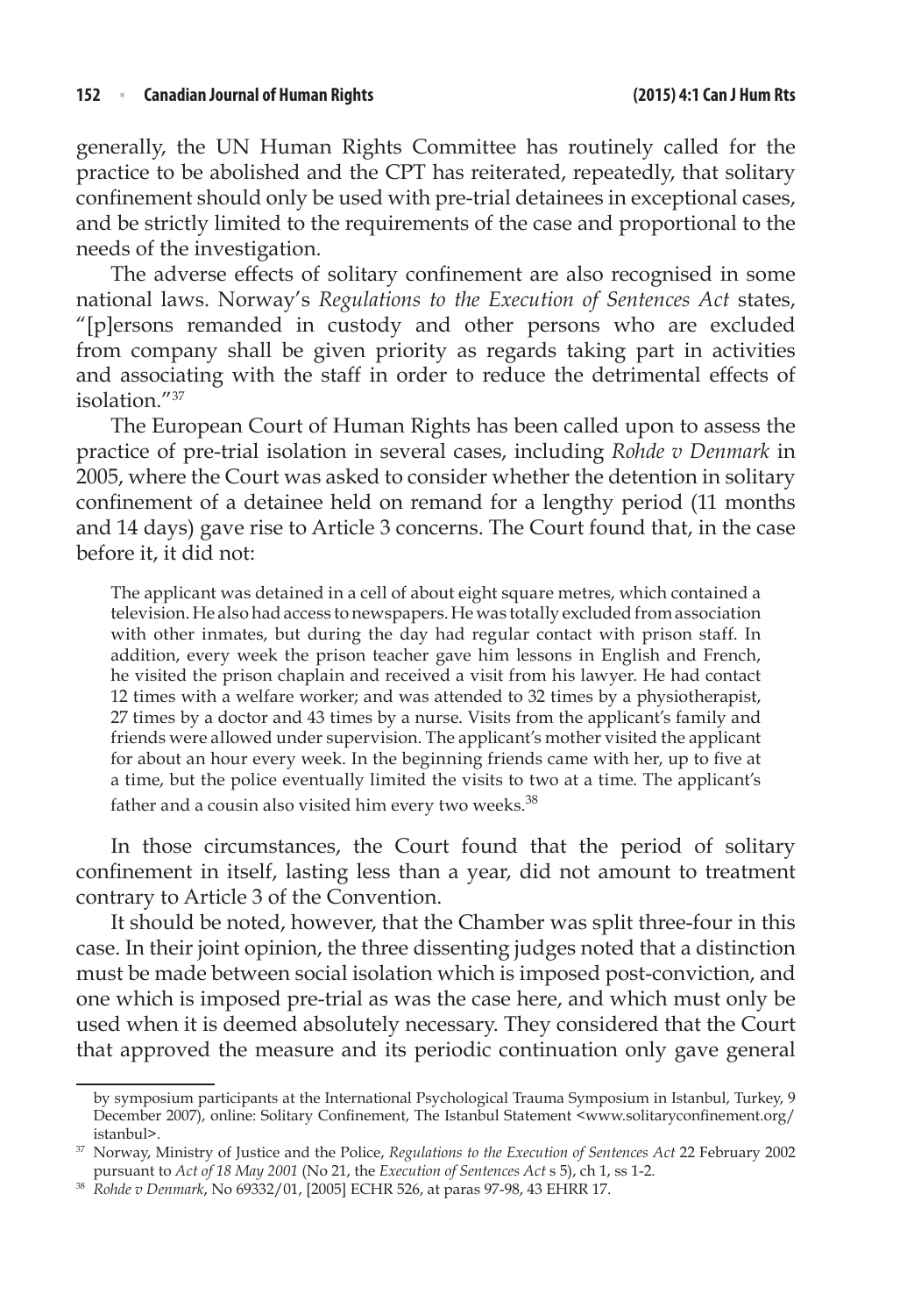generally, the UN Human Rights Committee has routinely called for the practice to be abolished and the CPT has reiterated, repeatedly, that solitary confinement should only be used with pre-trial detainees in exceptional cases, and be strictly limited to the requirements of the case and proportional to the needs of the investigation.

The adverse effects of solitary confinement are also recognised in some national laws. Norway's *Regulations to the Execution of Sentences Act* states, "[p]ersons remanded in custody and other persons who are excluded from company shall be given priority as regards taking part in activities and associating with the staff in order to reduce the detrimental effects of isolation."[37]

The European Court of Human Rights has been called upon to assess the practice of pre-trial isolation in several cases, including *Rohde v Denmark* in 2005, where the Court was asked to consider whether the detention in solitary confinement of a detainee held on remand for a lengthy period (11 months and 14 days) gave rise to Article 3 concerns. The Court found that, in the case before it, it did not:

> The applicant was detained in a cell of about eight square metres, which contained a television. He also had access to newspapers. He was totally excluded from association with other inmates, but during the day had regular contact with prison staff. In addition, every week the prison teacher gave him lessons in English and French, he visited the prison chaplain and received a visit from his lawyer. He had contact 12 times with a welfare worker; and was attended to 32 times by a physiotherapist, 27 times by a doctor and 43 times by a nurse. Visits from the applicant's family and friends were allowed under supervision. The applicant's mother visited the applicant for about an hour every week. In the beginning friends came with her, up to five at a time, but the police eventually limited the visits to two at a time. The applicant's father and a cousin also visited him every two weeks.[38]

In those circumstances, the Court found that the period of solitary confinement in itself, lasting less than a year, did not amount to treatment contrary to Article 3 of the Convention.

It should be noted, however, that the Chamber was split three-four in this case. In their joint opinion, the three dissenting judges noted that a distinction must be made between social isolation which is imposed post-conviction, and one which is imposed pre-trial as was the case here, and which must only be used when it is deemed absolutely necessary. They considered that the Court that approved the measure and its periodic continuation only gave general

---

by symposium participants at the International Psychological Trauma Symposium in Istanbul, Turkey, 9 December 2007), online: Solitary Confinement, The Istanbul Statement <www.solitaryconfinement.org/istanbul>.

[37] Norway, Ministry of Justice and the Police, *Regulations to the Execution of Sentences Act* 22 February 2002 pursuant to *Act of 18 May 2001* (No 21, the *Execution of Sentences Act* s 5), ch 1, ss 1-2.

[38] *Rohde v Denmark*, No 69332/01, [2005] ECHR 526, at paras 97-98, 43 EHRR 17.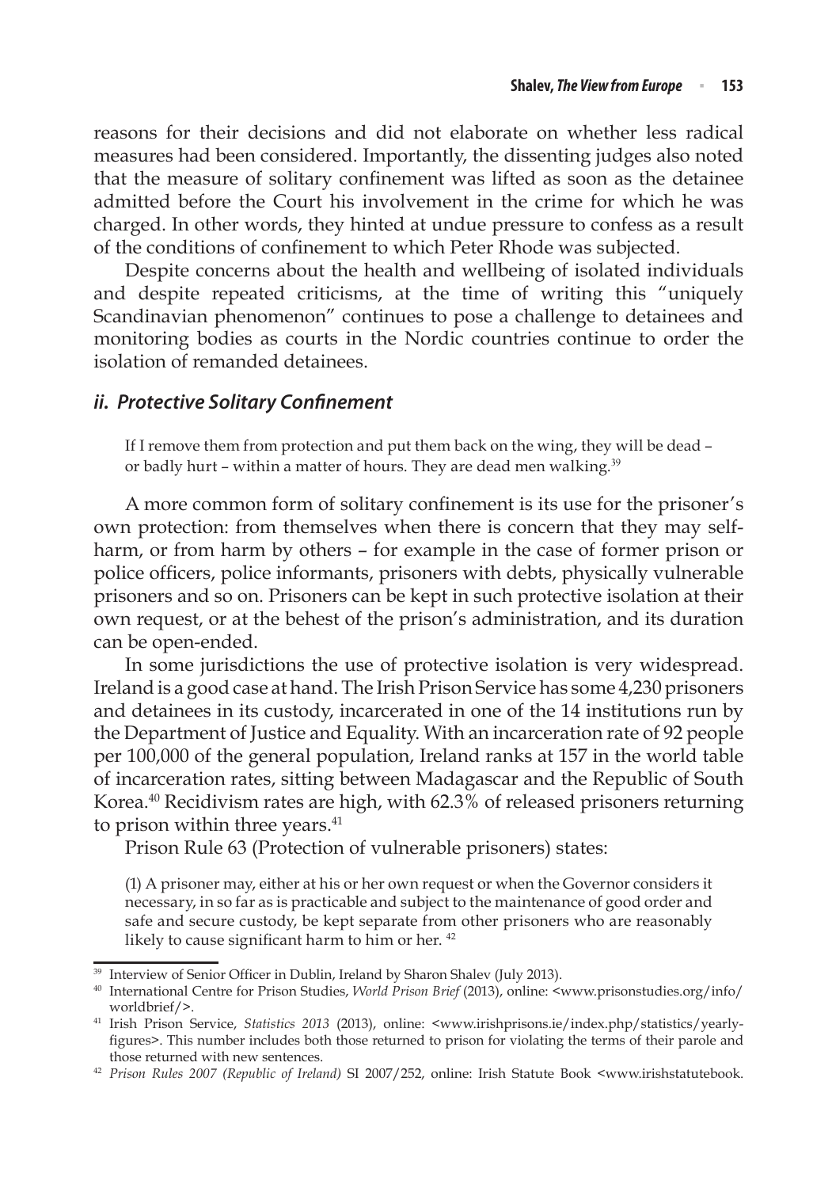reasons for their decisions and did not elaborate on whether less radical measures had been considered. Importantly, the dissenting judges also noted that the measure of solitary confinement was lifted as soon as the detainee admitted before the Court his involvement in the crime for which he was charged. In other words, they hinted at undue pressure to confess as a result of the conditions of confinement to which Peter Rhode was subjected.

Despite concerns about the health and wellbeing of isolated individuals and despite repeated criticisms, at the time of writing this "uniquely Scandinavian phenomenon" continues to pose a challenge to detainees and monitoring bodies as courts in the Nordic countries continue to order the isolation of remanded detainees.

### *ii. Protective Solitary Confinement*

> If I remove them from protection and put them back on the wing, they will be dead – or badly hurt – within a matter of hours. They are dead men walking.[39]

A more common form of solitary confinement is its use for the prisoner's own protection: from themselves when there is concern that they may self-harm, or from harm by others – for example in the case of former prison or police officers, police informants, prisoners with debts, physically vulnerable prisoners and so on. Prisoners can be kept in such protective isolation at their own request, or at the behest of the prison's administration, and its duration can be open-ended.

In some jurisdictions the use of protective isolation is very widespread. Ireland is a good case at hand. The Irish Prison Service has some 4,230 prisoners and detainees in its custody, incarcerated in one of the 14 institutions run by the Department of Justice and Equality. With an incarceration rate of 92 people per 100,000 of the general population, Ireland ranks at 157 in the world table of incarceration rates, sitting between Madagascar and the Republic of South Korea.[40] Recidivism rates are high, with 62.3% of released prisoners returning to prison within three years.[41]

Prison Rule 63 (Protection of vulnerable prisoners) states:

> (1) A prisoner may, either at his or her own request or when the Governor considers it necessary, in so far as is practicable and subject to the maintenance of good order and safe and secure custody, be kept separate from other prisoners who are reasonably likely to cause significant harm to him or her. [42]

---

[39] Interview of Senior Officer in Dublin, Ireland by Sharon Shalev (July 2013).

[40] International Centre for Prison Studies, *World Prison Brief* (2013), online: <www.prisonstudies.org/info/worldbrief/>.

[41] Irish Prison Service, *Statistics 2013* (2013), online: <www.irishprisons.ie/index.php/statistics/yearly-figures>. This number includes both those returned to prison for violating the terms of their parole and those returned with new sentences.

[42] *Prison Rules 2007 (Republic of Ireland)* SI 2007/252, online: Irish Statute Book <www.irishstatutebook.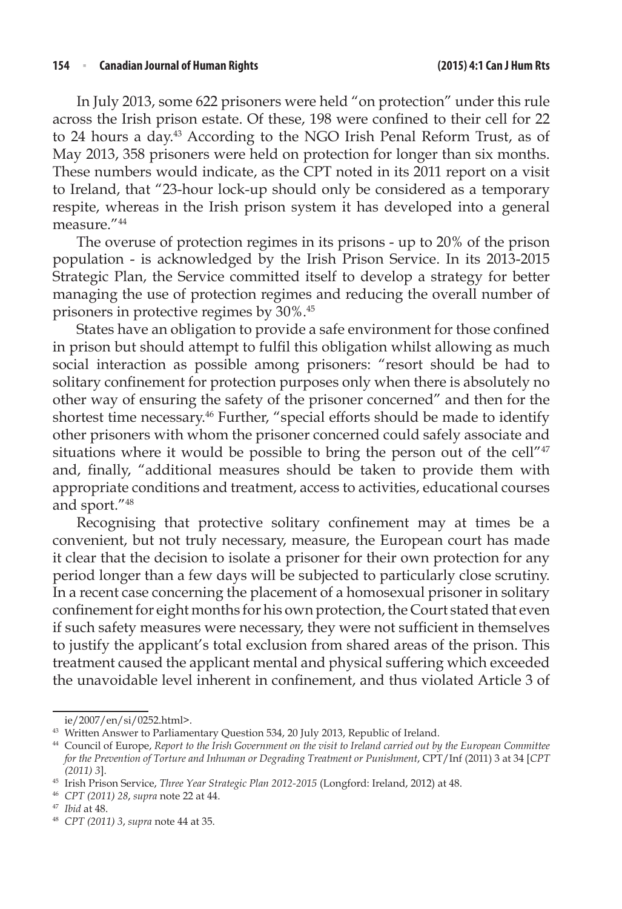In July 2013, some 622 prisoners were held "on protection" under this rule across the Irish prison estate. Of these, 198 were confined to their cell for 22 to 24 hours a day.[43] According to the NGO Irish Penal Reform Trust, as of May 2013, 358 prisoners were held on protection for longer than six months. These numbers would indicate, as the CPT noted in its 2011 report on a visit to Ireland, that "23-hour lock-up should only be considered as a temporary respite, whereas in the Irish prison system it has developed into a general measure."[44]

The overuse of protection regimes in its prisons - up to 20% of the prison population - is acknowledged by the Irish Prison Service. In its 2013-2015 Strategic Plan, the Service committed itself to develop a strategy for better managing the use of protection regimes and reducing the overall number of prisoners in protective regimes by 30%.[45]

States have an obligation to provide a safe environment for those confined in prison but should attempt to fulfil this obligation whilst allowing as much social interaction as possible among prisoners: "resort should be had to solitary confinement for protection purposes only when there is absolutely no other way of ensuring the safety of the prisoner concerned" and then for the shortest time necessary.[46] Further, "special efforts should be made to identify other prisoners with whom the prisoner concerned could safely associate and situations where it would be possible to bring the person out of the cell"[47] and, finally, "additional measures should be taken to provide them with appropriate conditions and treatment, access to activities, educational courses and sport."[48]

Recognising that protective solitary confinement may at times be a convenient, but not truly necessary, measure, the European court has made it clear that the decision to isolate a prisoner for their own protection for any period longer than a few days will be subjected to particularly close scrutiny. In a recent case concerning the placement of a homosexual prisoner in solitary confinement for eight months for his own protection, the Court stated that even if such safety measures were necessary, they were not sufficient in themselves to justify the applicant's total exclusion from shared areas of the prison. This treatment caused the applicant mental and physical suffering which exceeded the unavoidable level inherent in confinement, and thus violated Article 3 of

---

ie/2007/en/si/0252.html>.

[43] Written Answer to Parliamentary Question 534, 20 July 2013, Republic of Ireland.

[44] Council of Europe, *Report to the Irish Government on the visit to Ireland carried out by the European Committee for the Prevention of Torture and Inhuman or Degrading Treatment or Punishment*, CPT/Inf (2011) 3 at 34 [*CPT (2011) 3*].

[45] Irish Prison Service, *Three Year Strategic Plan 2012-2015* (Longford: Ireland, 2012) at 48.

[46] *CPT (2011) 28*, *supra* note 22 at 44.

[47] *Ibid* at 48.

[48] *CPT (2011) 3*, *supra* note 44 at 35.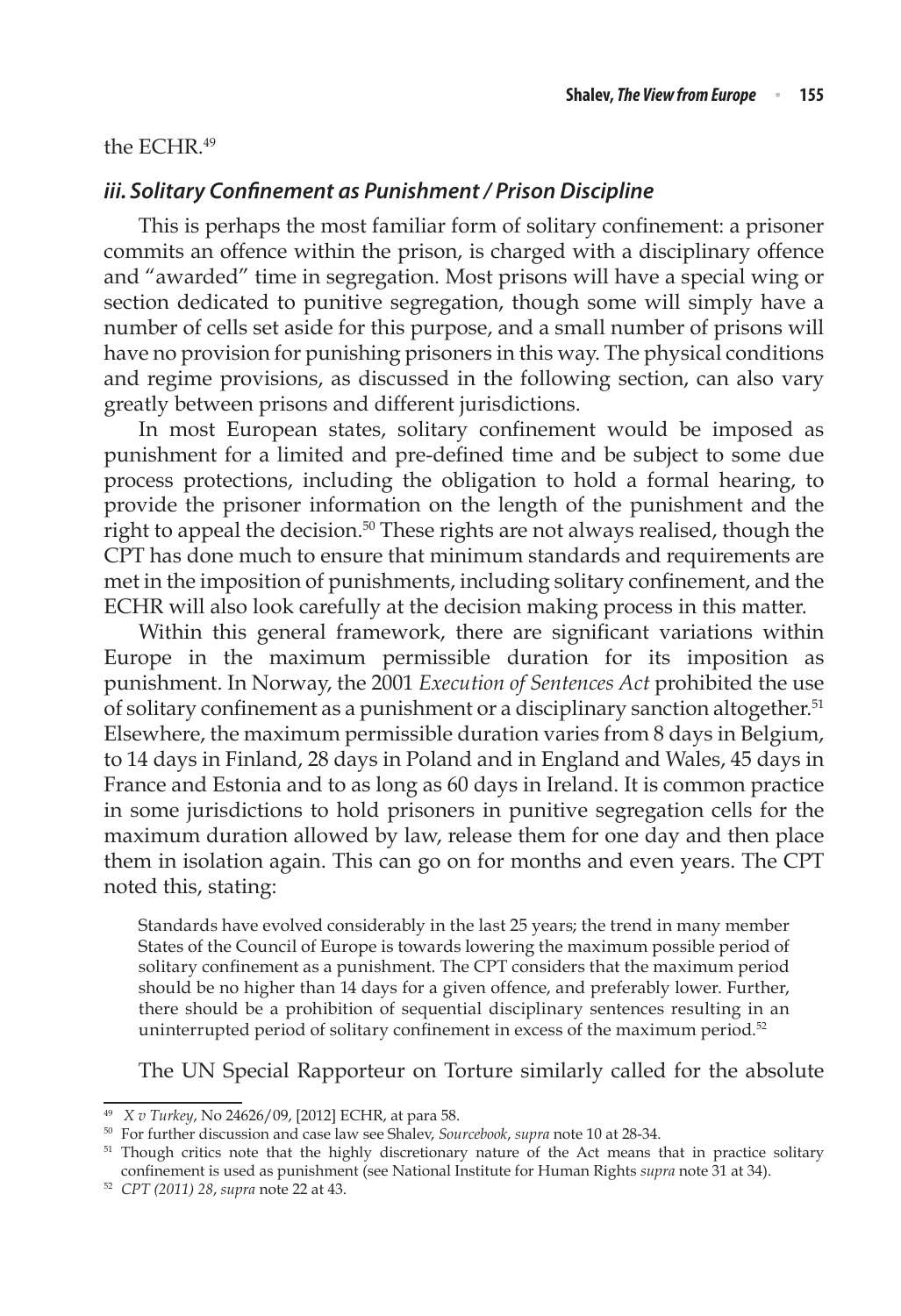the ECHR.[49]

### *iii. Solitary Confinement as Punishment / Prison Discipline*

This is perhaps the most familiar form of solitary confinement: a prisoner commits an offence within the prison, is charged with a disciplinary offence and "awarded" time in segregation. Most prisons will have a special wing or section dedicated to punitive segregation, though some will simply have a number of cells set aside for this purpose, and a small number of prisons will have no provision for punishing prisoners in this way. The physical conditions and regime provisions, as discussed in the following section, can also vary greatly between prisons and different jurisdictions.

In most European states, solitary confinement would be imposed as punishment for a limited and pre-defined time and be subject to some due process protections, including the obligation to hold a formal hearing, to provide the prisoner information on the length of the punishment and the right to appeal the decision.[50] These rights are not always realised, though the CPT has done much to ensure that minimum standards and requirements are met in the imposition of punishments, including solitary confinement, and the ECHR will also look carefully at the decision making process in this matter.

Within this general framework, there are significant variations within Europe in the maximum permissible duration for its imposition as punishment. In Norway, the 2001 *Execution of Sentences Act* prohibited the use of solitary confinement as a punishment or a disciplinary sanction altogether.[51] Elsewhere, the maximum permissible duration varies from 8 days in Belgium, to 14 days in Finland, 28 days in Poland and in England and Wales, 45 days in France and Estonia and to as long as 60 days in Ireland. It is common practice in some jurisdictions to hold prisoners in punitive segregation cells for the maximum duration allowed by law, release them for one day and then place them in isolation again. This can go on for months and even years. The CPT noted this, stating:

> Standards have evolved considerably in the last 25 years; the trend in many member States of the Council of Europe is towards lowering the maximum possible period of solitary confinement as a punishment. The CPT considers that the maximum period should be no higher than 14 days for a given offence, and preferably lower. Further, there should be a prohibition of sequential disciplinary sentences resulting in an uninterrupted period of solitary confinement in excess of the maximum period.[52]

The UN Special Rapporteur on Torture similarly called for the absolute

---

[49] *X v Turkey*, No 24626/09, [2012] ECHR, at para 58.

[50] For further discussion and case law see Shalev, *Sourcebook*, *supra* note 10 at 28-34.

[51] Though critics note that the highly discretionary nature of the Act means that in practice solitary confinement is used as punishment (see National Institute for Human Rights *supra* note 31 at 34).

[52] *CPT (2011) 28*, *supra* note 22 at 43.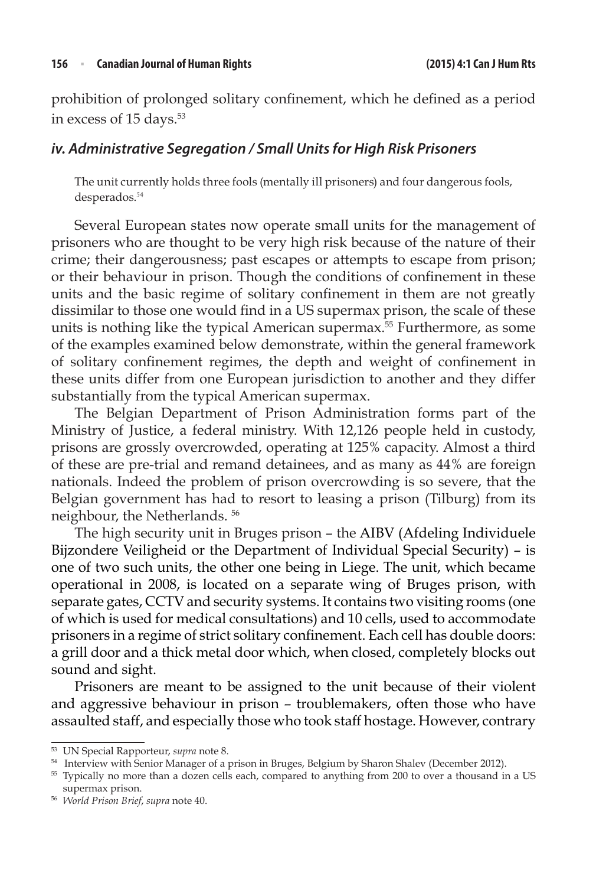prohibition of prolonged solitary confinement, which he defined as a period in excess of 15 days.[53]

### *iv. Administrative Segregation / Small Units for High Risk Prisoners*

> The unit currently holds three fools (mentally ill prisoners) and four dangerous fools, desperados.[54]

Several European states now operate small units for the management of prisoners who are thought to be very high risk because of the nature of their crime; their dangerousness; past escapes or attempts to escape from prison; or their behaviour in prison. Though the conditions of confinement in these units and the basic regime of solitary confinement in them are not greatly dissimilar to those one would find in a US supermax prison, the scale of these units is nothing like the typical American supermax.[55] Furthermore, as some of the examples examined below demonstrate, within the general framework of solitary confinement regimes, the depth and weight of confinement in these units differ from one European jurisdiction to another and they differ substantially from the typical American supermax.

The Belgian Department of Prison Administration forms part of the Ministry of Justice, a federal ministry. With 12,126 people held in custody, prisons are grossly overcrowded, operating at 125% capacity. Almost a third of these are pre-trial and remand detainees, and as many as 44% are foreign nationals. Indeed the problem of prison overcrowding is so severe, that the Belgian government has had to resort to leasing a prison (Tilburg) from its neighbour, the Netherlands. [56]

The high security unit in Bruges prison – the AIBV (Afdeling Individuele Bijzondere Veiligheid or the Department of Individual Special Security) – is one of two such units, the other one being in Liege. The unit, which became operational in 2008, is located on a separate wing of Bruges prison, with separate gates, CCTV and security systems. It contains two visiting rooms (one of which is used for medical consultations) and 10 cells, used to accommodate prisoners in a regime of strict solitary confinement. Each cell has double doors: a grill door and a thick metal door which, when closed, completely blocks out sound and sight.

Prisoners are meant to be assigned to the unit because of their violent and aggressive behaviour in prison – troublemakers, often those who have assaulted staff, and especially those who took staff hostage. However, contrary

---

[53] UN Special Rapporteur, *supra* note 8.

[54] Interview with Senior Manager of a prison in Bruges, Belgium by Sharon Shalev (December 2012).

[55] Typically no more than a dozen cells each, compared to anything from 200 to over a thousand in a US supermax prison.

[56] *World Prison Brief*, *supra* note 40.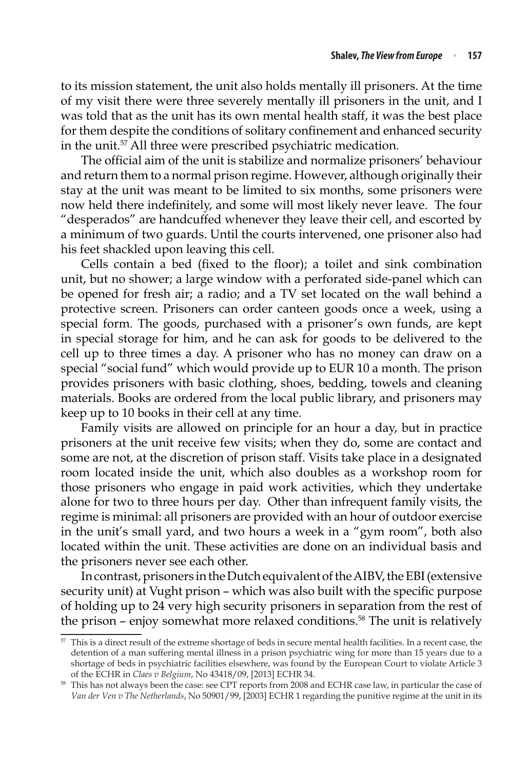to its mission statement, the unit also holds mentally ill prisoners. At the time of my visit there were three severely mentally ill prisoners in the unit, and I was told that as the unit has its own mental health staff, it was the best place for them despite the conditions of solitary confinement and enhanced security in the unit.[57] All three were prescribed psychiatric medication.

The official aim of the unit is stabilize and normalize prisoners' behaviour and return them to a normal prison regime. However, although originally their stay at the unit was meant to be limited to six months, some prisoners were now held there indefinitely, and some will most likely never leave. The four "desperados" are handcuffed whenever they leave their cell, and escorted by a minimum of two guards. Until the courts intervened, one prisoner also had his feet shackled upon leaving this cell.

Cells contain a bed (fixed to the floor); a toilet and sink combination unit, but no shower; a large window with a perforated side-panel which can be opened for fresh air; a radio; and a TV set located on the wall behind a protective screen. Prisoners can order canteen goods once a week, using a special form. The goods, purchased with a prisoner's own funds, are kept in special storage for him, and he can ask for goods to be delivered to the cell up to three times a day. A prisoner who has no money can draw on a special "social fund" which would provide up to EUR 10 a month. The prison provides prisoners with basic clothing, shoes, bedding, towels and cleaning materials. Books are ordered from the local public library, and prisoners may keep up to 10 books in their cell at any time.

Family visits are allowed on principle for an hour a day, but in practice prisoners at the unit receive few visits; when they do, some are contact and some are not, at the discretion of prison staff. Visits take place in a designated room located inside the unit, which also doubles as a workshop room for those prisoners who engage in paid work activities, which they undertake alone for two to three hours per day. Other than infrequent family visits, the regime is minimal: all prisoners are provided with an hour of outdoor exercise in the unit's small yard, and two hours a week in a "gym room", both also located within the unit. These activities are done on an individual basis and the prisoners never see each other.

In contrast, prisoners in the Dutch equivalent of the AIBV, the EBI (extensive security unit) at Vught prison – which was also built with the specific purpose of holding up to 24 very high security prisoners in separation from the rest of the prison – enjoy somewhat more relaxed conditions.[58] The unit is relatively

[57] This is a direct result of the extreme shortage of beds in secure mental health facilities. In a recent case, the detention of a man suffering mental illness in a prison psychiatric wing for more than 15 years due to a shortage of beds in psychiatric facilities elsewhere, was found by the European Court to violate Article 3 of the ECHR in *Claes v Belgium*, No 43418/09, [2013] ECHR 34.

[58] This has not always been the case: see CPT reports from 2008 and ECHR case law, in particular the case of *Van der Ven v The Netherlands*, No 50901/99, [2003] ECHR 1 regarding the punitive regime at the unit in its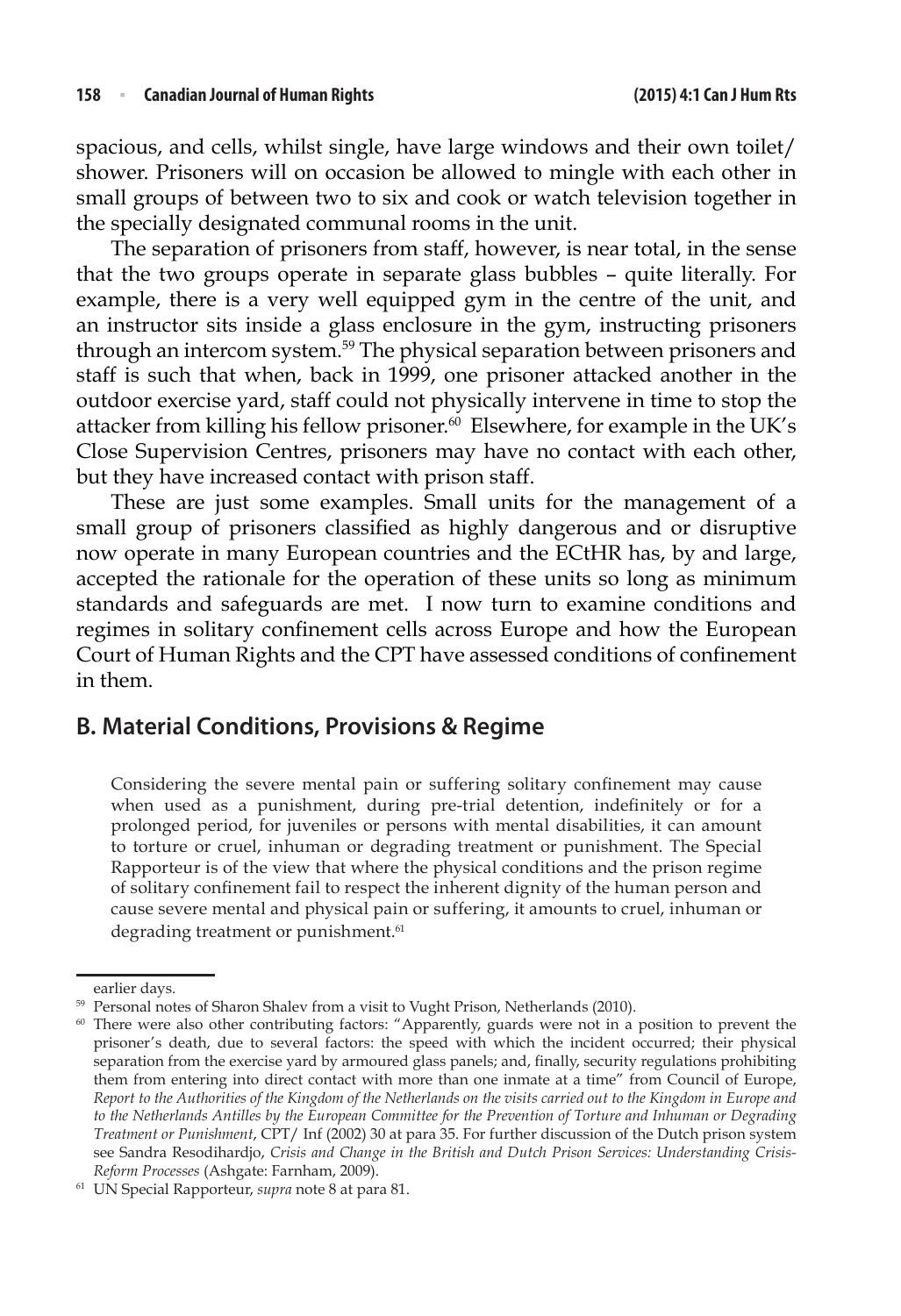spacious, and cells, whilst single, have large windows and their own toilet/ shower. Prisoners will on occasion be allowed to mingle with each other in small groups of between two to six and cook or watch television together in the specially designated communal rooms in the unit.

The separation of prisoners from staff, however, is near total, in the sense that the two groups operate in separate glass bubbles – quite literally. For example, there is a very well equipped gym in the centre of the unit, and an instructor sits inside a glass enclosure in the gym, instructing prisoners through an intercom system.[59] The physical separation between prisoners and staff is such that when, back in 1999, one prisoner attacked another in the outdoor exercise yard, staff could not physically intervene in time to stop the attacker from killing his fellow prisoner.[60] Elsewhere, for example in the UK's Close Supervision Centres, prisoners may have no contact with each other, but they have increased contact with prison staff.

These are just some examples. Small units for the management of a small group of prisoners classified as highly dangerous and or disruptive now operate in many European countries and the ECtHR has, by and large, accepted the rationale for the operation of these units so long as minimum standards and safeguards are met. I now turn to examine conditions and regimes in solitary confinement cells across Europe and how the European Court of Human Rights and the CPT have assessed conditions of confinement in them.

## B. Material Conditions, Provisions & Regime

> Considering the severe mental pain or suffering solitary confinement may cause when used as a punishment, during pre-trial detention, indefinitely or for a prolonged period, for juveniles or persons with mental disabilities, it can amount to torture or cruel, inhuman or degrading treatment or punishment. The Special Rapporteur is of the view that where the physical conditions and the prison regime of solitary confinement fail to respect the inherent dignity of the human person and cause severe mental and physical pain or suffering, it amounts to cruel, inhuman or degrading treatment or punishment.[61]

---

earlier days.

[59] Personal notes of Sharon Shalev from a visit to Vught Prison, Netherlands (2010).

[60] There were also other contributing factors: "Apparently, guards were not in a position to prevent the prisoner's death, due to several factors: the speed with which the incident occurred; their physical separation from the exercise yard by armoured glass panels; and, finally, security regulations prohibiting them from entering into direct contact with more than one inmate at a time" from Council of Europe, *Report to the Authorities of the Kingdom of the Netherlands on the visits carried out to the Kingdom in Europe and to the Netherlands Antilles by the European Committee for the Prevention of Torture and Inhuman or Degrading Treatment or Punishment*, CPT/ Inf (2002) 30 at para 35. For further discussion of the Dutch prison system see Sandra Resodihardjo, *Crisis and Change in the British and Dutch Prison Services: Understanding Crisis-Reform Processes* (Ashgate: Farnham, 2009).

[61] UN Special Rapporteur, *supra* note 8 at para 81.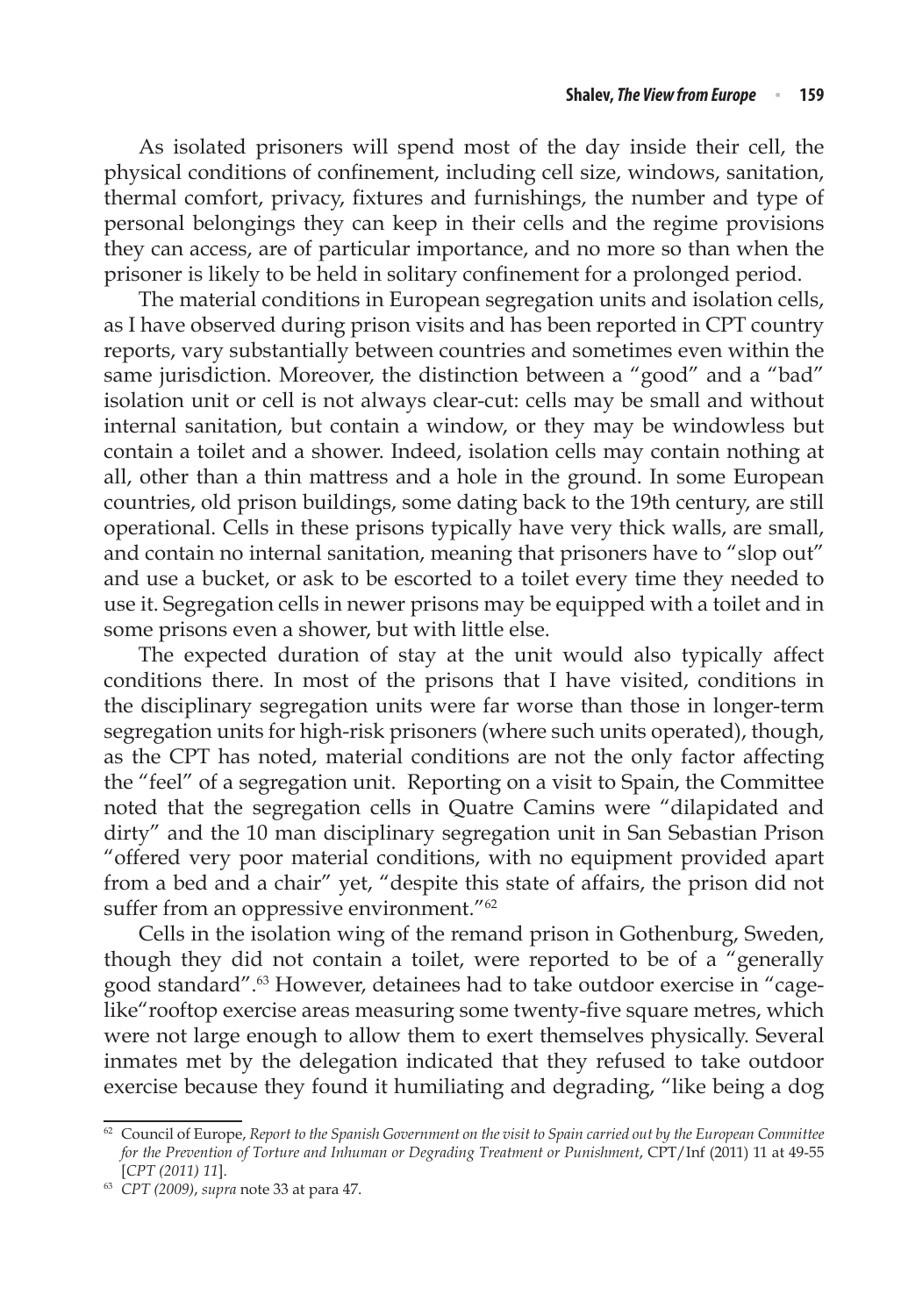As isolated prisoners will spend most of the day inside their cell, the physical conditions of confinement, including cell size, windows, sanitation, thermal comfort, privacy, fixtures and furnishings, the number and type of personal belongings they can keep in their cells and the regime provisions they can access, are of particular importance, and no more so than when the prisoner is likely to be held in solitary confinement for a prolonged period.

The material conditions in European segregation units and isolation cells, as I have observed during prison visits and has been reported in CPT country reports, vary substantially between countries and sometimes even within the same jurisdiction. Moreover, the distinction between a "good" and a "bad" isolation unit or cell is not always clear-cut: cells may be small and without internal sanitation, but contain a window, or they may be windowless but contain a toilet and a shower. Indeed, isolation cells may contain nothing at all, other than a thin mattress and a hole in the ground. In some European countries, old prison buildings, some dating back to the 19th century, are still operational. Cells in these prisons typically have very thick walls, are small, and contain no internal sanitation, meaning that prisoners have to "slop out" and use a bucket, or ask to be escorted to a toilet every time they needed to use it. Segregation cells in newer prisons may be equipped with a toilet and in some prisons even a shower, but with little else.

The expected duration of stay at the unit would also typically affect conditions there. In most of the prisons that I have visited, conditions in the disciplinary segregation units were far worse than those in longer-term segregation units for high-risk prisoners (where such units operated), though, as the CPT has noted, material conditions are not the only factor affecting the "feel" of a segregation unit. Reporting on a visit to Spain, the Committee noted that the segregation cells in Quatre Camins were "dilapidated and dirty" and the 10 man disciplinary segregation unit in San Sebastian Prison "offered very poor material conditions, with no equipment provided apart from a bed and a chair" yet, "despite this state of affairs, the prison did not suffer from an oppressive environment."[62]

Cells in the isolation wing of the remand prison in Gothenburg, Sweden, though they did not contain a toilet, were reported to be of a "generally good standard".[63] However, detainees had to take outdoor exercise in "cage-like"rooftop exercise areas measuring some twenty-five square metres, which were not large enough to allow them to exert themselves physically. Several inmates met by the delegation indicated that they refused to take outdoor exercise because they found it humiliating and degrading, "like being a dog

---

[62] Council of Europe, *Report to the Spanish Government on the visit to Spain carried out by the European Committee for the Prevention of Torture and Inhuman or Degrading Treatment or Punishment*, CPT/Inf (2011) 11 at 49-55 [*CPT (2011) 11*].

[63] *CPT (2009)*, *supra* note 33 at para 47.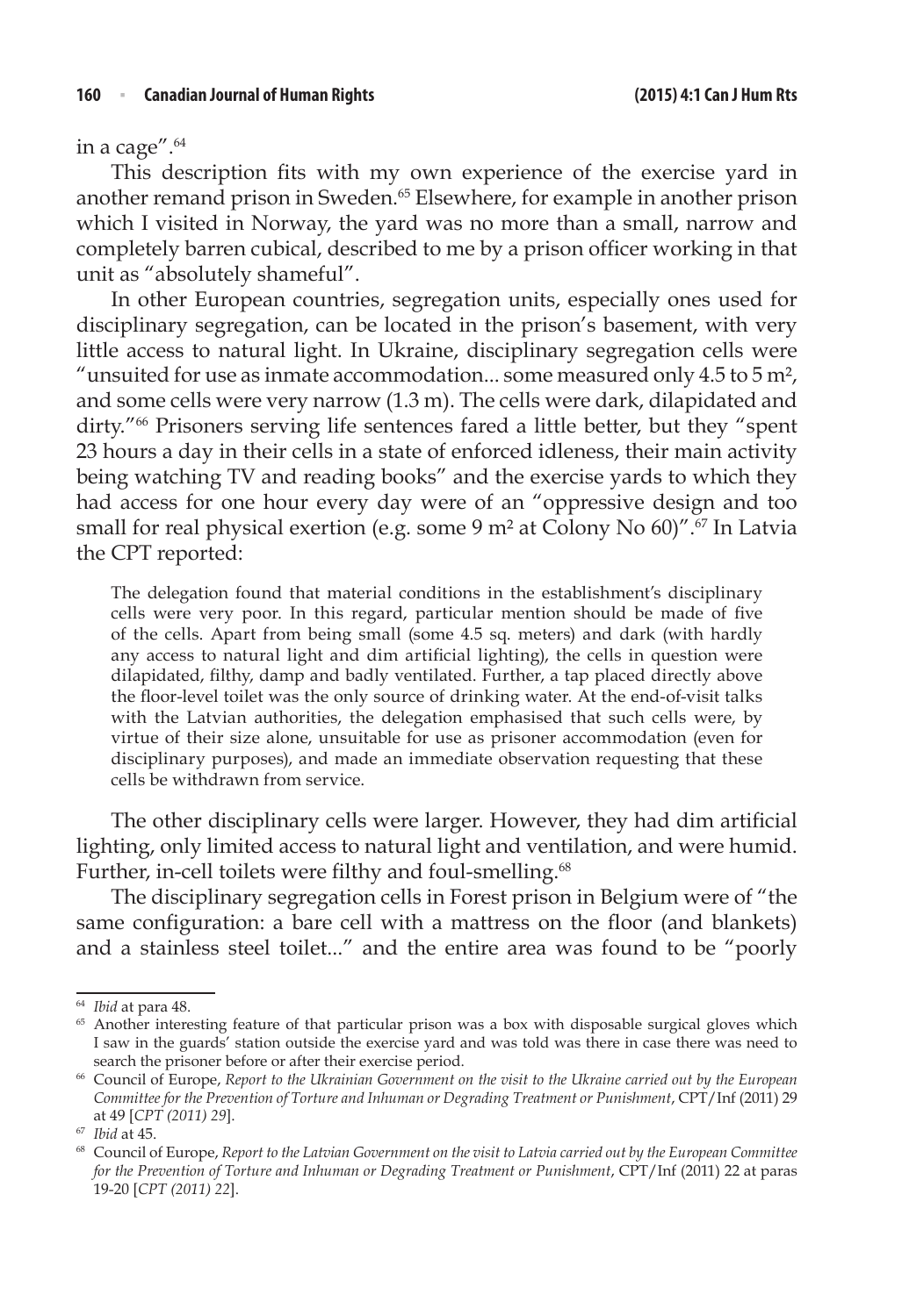in a cage".[64]

This description fits with my own experience of the exercise yard in another remand prison in Sweden.[65] Elsewhere, for example in another prison which I visited in Norway, the yard was no more than a small, narrow and completely barren cubical, described to me by a prison officer working in that unit as "absolutely shameful".

In other European countries, segregation units, especially ones used for disciplinary segregation, can be located in the prison's basement, with very little access to natural light. In Ukraine, disciplinary segregation cells were "unsuited for use as inmate accommodation... some measured only 4.5 to 5 m², and some cells were very narrow (1.3 m). The cells were dark, dilapidated and dirty."[66] Prisoners serving life sentences fared a little better, but they "spent 23 hours a day in their cells in a state of enforced idleness, their main activity being watching TV and reading books" and the exercise yards to which they had access for one hour every day were of an "oppressive design and too small for real physical exertion (e.g. some 9 m² at Colony No 60)".[67] In Latvia the CPT reported:

> The delegation found that material conditions in the establishment's disciplinary cells were very poor. In this regard, particular mention should be made of five of the cells. Apart from being small (some 4.5 sq. meters) and dark (with hardly any access to natural light and dim artificial lighting), the cells in question were dilapidated, filthy, damp and badly ventilated. Further, a tap placed directly above the floor-level toilet was the only source of drinking water. At the end-of-visit talks with the Latvian authorities, the delegation emphasised that such cells were, by virtue of their size alone, unsuitable for use as prisoner accommodation (even for disciplinary purposes), and made an immediate observation requesting that these cells be withdrawn from service.

The other disciplinary cells were larger. However, they had dim artificial lighting, only limited access to natural light and ventilation, and were humid. Further, in-cell toilets were filthy and foul-smelling.[68]

The disciplinary segregation cells in Forest prison in Belgium were of "the same configuration: a bare cell with a mattress on the floor (and blankets) and a stainless steel toilet..." and the entire area was found to be "poorly

---

[64] *Ibid* at para 48.

[65] Another interesting feature of that particular prison was a box with disposable surgical gloves which I saw in the guards' station outside the exercise yard and was told was there in case there was need to search the prisoner before or after their exercise period.

[66] Council of Europe, *Report to the Ukrainian Government on the visit to the Ukraine carried out by the European Committee for the Prevention of Torture and Inhuman or Degrading Treatment or Punishment*, CPT/Inf (2011) 29 at 49 [*CPT (2011) 29*].

[67] *Ibid* at 45.

[68] Council of Europe, *Report to the Latvian Government on the visit to Latvia carried out by the European Committee for the Prevention of Torture and Inhuman or Degrading Treatment or Punishment*, CPT/Inf (2011) 22 at paras 19-20 [*CPT (2011) 22*].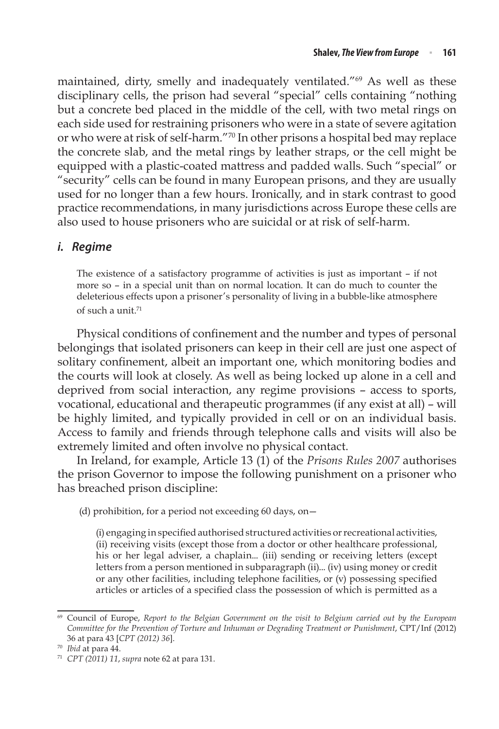maintained, dirty, smelly and inadequately ventilated."[69] As well as these disciplinary cells, the prison had several "special" cells containing "nothing but a concrete bed placed in the middle of the cell, with two metal rings on each side used for restraining prisoners who were in a state of severe agitation or who were at risk of self-harm."[70] In other prisons a hospital bed may replace the concrete slab, and the metal rings by leather straps, or the cell might be equipped with a plastic-coated mattress and padded walls. Such "special" or "security" cells can be found in many European prisons, and they are usually used for no longer than a few hours. Ironically, and in stark contrast to good practice recommendations, in many jurisdictions across Europe these cells are also used to house prisoners who are suicidal or at risk of self-harm.

### *i. Regime*

> The existence of a satisfactory programme of activities is just as important – if not more so – in a special unit than on normal location. It can do much to counter the deleterious effects upon a prisoner's personality of living in a bubble-like atmosphere of such a unit.[71]

Physical conditions of confinement and the number and types of personal belongings that isolated prisoners can keep in their cell are just one aspect of solitary confinement, albeit an important one, which monitoring bodies and the courts will look at closely. As well as being locked up alone in a cell and deprived from social interaction, any regime provisions – access to sports, vocational, educational and therapeutic programmes (if any exist at all) – will be highly limited, and typically provided in cell or on an individual basis. Access to family and friends through telephone calls and visits will also be extremely limited and often involve no physical contact.

In Ireland, for example, Article 13 (1) of the *Prisons Rules 2007* authorises the prison Governor to impose the following punishment on a prisoner who has breached prison discipline:

> (d) prohibition, for a period not exceeding 60 days, on—
>
> (i) engaging in specified authorised structured activities or recreational activities, (ii) receiving visits (except those from a doctor or other healthcare professional, his or her legal adviser, a chaplain... (iii) sending or receiving letters (except letters from a person mentioned in subparagraph (ii)... (iv) using money or credit or any other facilities, including telephone facilities, or (v) possessing specified articles or articles of a specified class the possession of which is permitted as a

---

[69] Council of Europe, *Report to the Belgian Government on the visit to Belgium carried out by the European Committee for the Prevention of Torture and Inhuman or Degrading Treatment or Punishment*, CPT/Inf (2012) 36 at para 43 [*CPT (2012) 36*].

[70] *Ibid* at para 44.

[71] *CPT (2011) 11*, *supra* note 62 at para 131.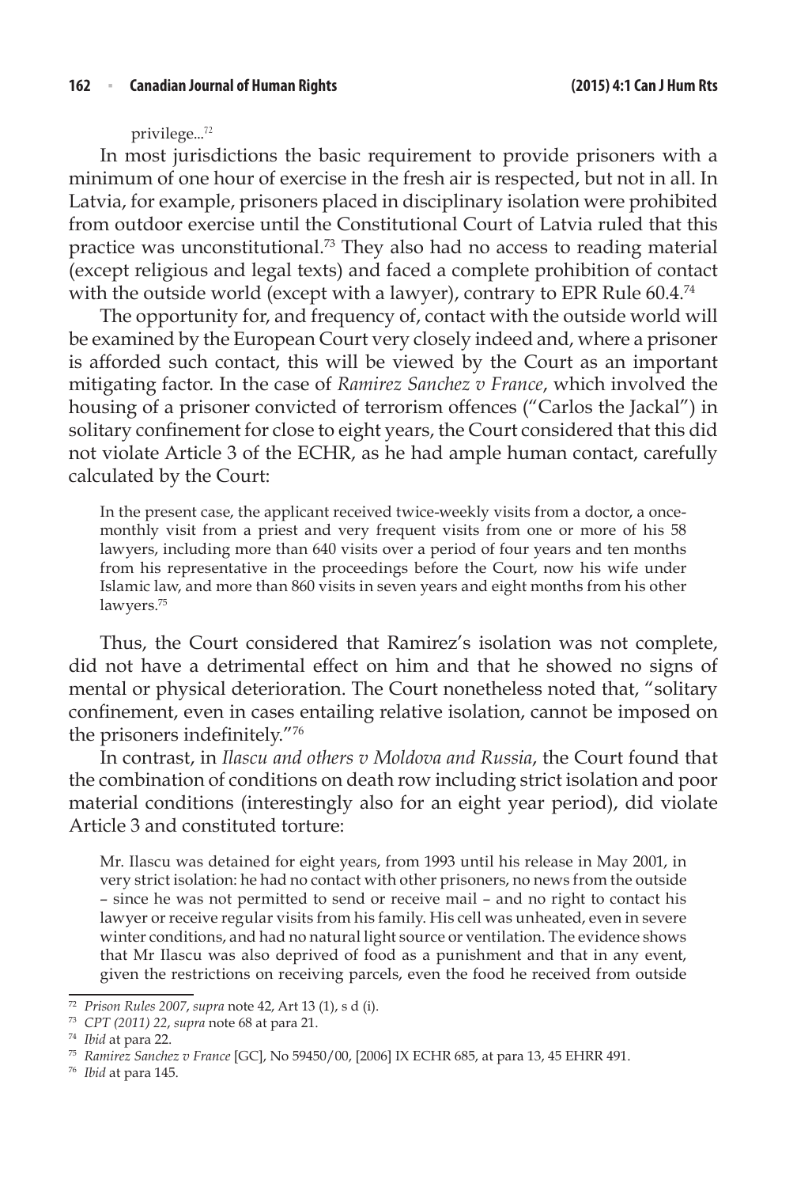privilege...[72]

In most jurisdictions the basic requirement to provide prisoners with a minimum of one hour of exercise in the fresh air is respected, but not in all. In Latvia, for example, prisoners placed in disciplinary isolation were prohibited from outdoor exercise until the Constitutional Court of Latvia ruled that this practice was unconstitutional.[73] They also had no access to reading material (except religious and legal texts) and faced a complete prohibition of contact with the outside world (except with a lawyer), contrary to EPR Rule 60.4.[74]

The opportunity for, and frequency of, contact with the outside world will be examined by the European Court very closely indeed and, where a prisoner is afforded such contact, this will be viewed by the Court as an important mitigating factor. In the case of *Ramirez Sanchez v France*, which involved the housing of a prisoner convicted of terrorism offences ("Carlos the Jackal") in solitary confinement for close to eight years, the Court considered that this did not violate Article 3 of the ECHR, as he had ample human contact, carefully calculated by the Court:

> In the present case, the applicant received twice-weekly visits from a doctor, a once-monthly visit from a priest and very frequent visits from one or more of his 58 lawyers, including more than 640 visits over a period of four years and ten months from his representative in the proceedings before the Court, now his wife under Islamic law, and more than 860 visits in seven years and eight months from his other lawyers.[75]

Thus, the Court considered that Ramirez's isolation was not complete, did not have a detrimental effect on him and that he showed no signs of mental or physical deterioration. The Court nonetheless noted that, "solitary confinement, even in cases entailing relative isolation, cannot be imposed on the prisoners indefinitely."[76]

In contrast, in *Ilascu and others v Moldova and Russia*, the Court found that the combination of conditions on death row including strict isolation and poor material conditions (interestingly also for an eight year period), did violate Article 3 and constituted torture:

> Mr. Ilascu was detained for eight years, from 1993 until his release in May 2001, in very strict isolation: he had no contact with other prisoners, no news from the outside – since he was not permitted to send or receive mail – and no right to contact his lawyer or receive regular visits from his family. His cell was unheated, even in severe winter conditions, and had no natural light source or ventilation. The evidence shows that Mr Ilascu was also deprived of food as a punishment and that in any event, given the restrictions on receiving parcels, even the food he received from outside

---

[72] *Prison Rules 2007*, *supra* note 42, Art 13 (1), s d (i).

[73] *CPT (2011) 22*, *supra* note 68 at para 21.

[74] *Ibid* at para 22.

[75] *Ramirez Sanchez v France* [GC], No 59450/00, [2006] IX ECHR 685, at para 13, 45 EHRR 491.

[76] *Ibid* at para 145.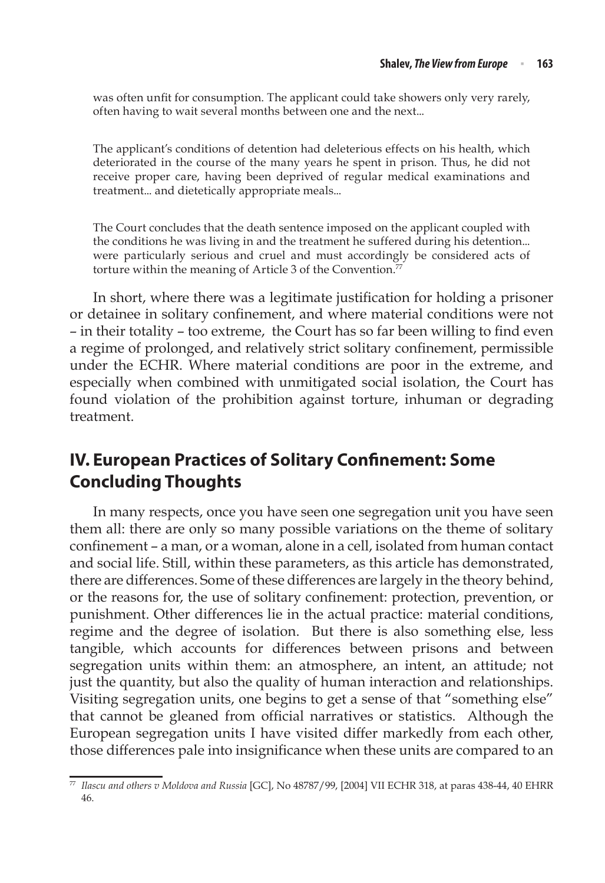> was often unfit for consumption. The applicant could take showers only very rarely, often having to wait several months between one and the next...
>
> The applicant's conditions of detention had deleterious effects on his health, which deteriorated in the course of the many years he spent in prison. Thus, he did not receive proper care, having been deprived of regular medical examinations and treatment... and dietetically appropriate meals...
>
> The Court concludes that the death sentence imposed on the applicant coupled with the conditions he was living in and the treatment he suffered during his detention... were particularly serious and cruel and must accordingly be considered acts of torture within the meaning of Article 3 of the Convention.[77]

In short, where there was a legitimate justification for holding a prisoner or detainee in solitary confinement, and where material conditions were not – in their totality – too extreme, the Court has so far been willing to find even a regime of prolonged, and relatively strict solitary confinement, permissible under the ECHR. Where material conditions are poor in the extreme, and especially when combined with unmitigated social isolation, the Court has found violation of the prohibition against torture, inhuman or degrading treatment.

## IV. European Practices of Solitary Confinement: Some Concluding Thoughts

In many respects, once you have seen one segregation unit you have seen them all: there are only so many possible variations on the theme of solitary confinement – a man, or a woman, alone in a cell, isolated from human contact and social life. Still, within these parameters, as this article has demonstrated, there are differences. Some of these differences are largely in the theory behind, or the reasons for, the use of solitary confinement: protection, prevention, or punishment. Other differences lie in the actual practice: material conditions, regime and the degree of isolation. But there is also something else, less tangible, which accounts for differences between prisons and between segregation units within them: an atmosphere, an intent, an attitude; not just the quantity, but also the quality of human interaction and relationships. Visiting segregation units, one begins to get a sense of that "something else" that cannot be gleaned from official narratives or statistics. Although the European segregation units I have visited differ markedly from each other, those differences pale into insignificance when these units are compared to an

---

[77] *Ilascu and others v Moldova and Russia* [GC], No 48787/99, [2004] VII ECHR 318, at paras 438-44, 40 EHRR 46.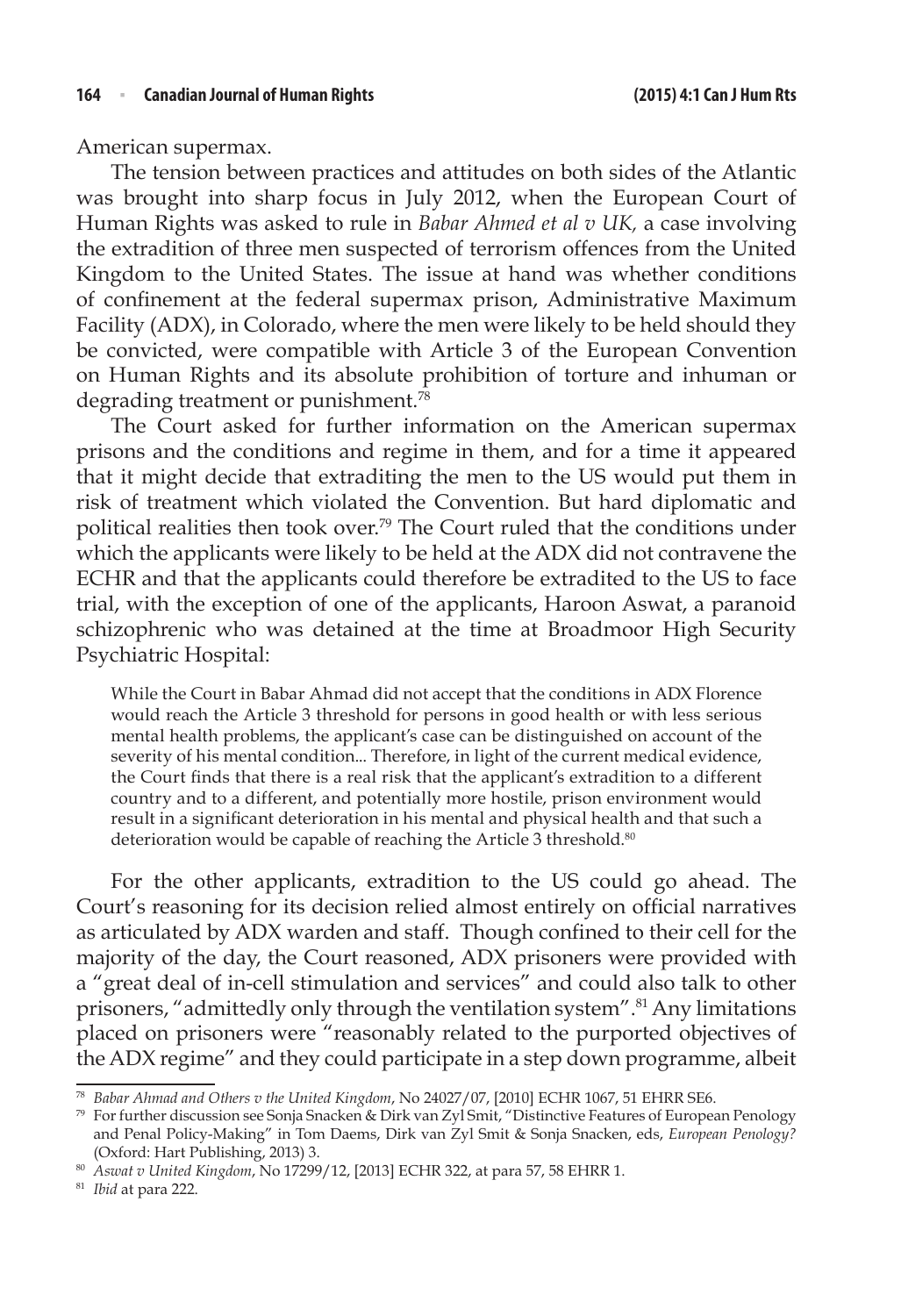American supermax.

The tension between practices and attitudes on both sides of the Atlantic was brought into sharp focus in July 2012, when the European Court of Human Rights was asked to rule in *Babar Ahmed et al v UK,* a case involving the extradition of three men suspected of terrorism offences from the United Kingdom to the United States. The issue at hand was whether conditions of confinement at the federal supermax prison, Administrative Maximum Facility (ADX), in Colorado, where the men were likely to be held should they be convicted, were compatible with Article 3 of the European Convention on Human Rights and its absolute prohibition of torture and inhuman or degrading treatment or punishment.[78]

The Court asked for further information on the American supermax prisons and the conditions and regime in them, and for a time it appeared that it might decide that extraditing the men to the US would put them in risk of treatment which violated the Convention. But hard diplomatic and political realities then took over.[79] The Court ruled that the conditions under which the applicants were likely to be held at the ADX did not contravene the ECHR and that the applicants could therefore be extradited to the US to face trial, with the exception of one of the applicants, Haroon Aswat, a paranoid schizophrenic who was detained at the time at Broadmoor High Security Psychiatric Hospital:

> While the Court in Babar Ahmad did not accept that the conditions in ADX Florence would reach the Article 3 threshold for persons in good health or with less serious mental health problems, the applicant's case can be distinguished on account of the severity of his mental condition... Therefore, in light of the current medical evidence, the Court finds that there is a real risk that the applicant's extradition to a different country and to a different, and potentially more hostile, prison environment would result in a significant deterioration in his mental and physical health and that such a deterioration would be capable of reaching the Article 3 threshold.[80]

For the other applicants, extradition to the US could go ahead. The Court's reasoning for its decision relied almost entirely on official narratives as articulated by ADX warden and staff. Though confined to their cell for the majority of the day, the Court reasoned, ADX prisoners were provided with a "great deal of in-cell stimulation and services" and could also talk to other prisoners, "admittedly only through the ventilation system".[81] Any limitations placed on prisoners were "reasonably related to the purported objectives of the ADX regime" and they could participate in a step down programme, albeit

---

[78] *Babar Ahmad and Others v the United Kingdom*, No 24027/07, [2010] ECHR 1067, 51 EHRR SE6.

[79] For further discussion see Sonja Snacken & Dirk van Zyl Smit, "Distinctive Features of European Penology and Penal Policy-Making" in Tom Daems, Dirk van Zyl Smit & Sonja Snacken, eds, *European Penology?* (Oxford: Hart Publishing, 2013) 3.

[80] *Aswat v United Kingdom*, No 17299/12, [2013] ECHR 322, at para 57, 58 EHRR 1.

[81] *Ibid* at para 222.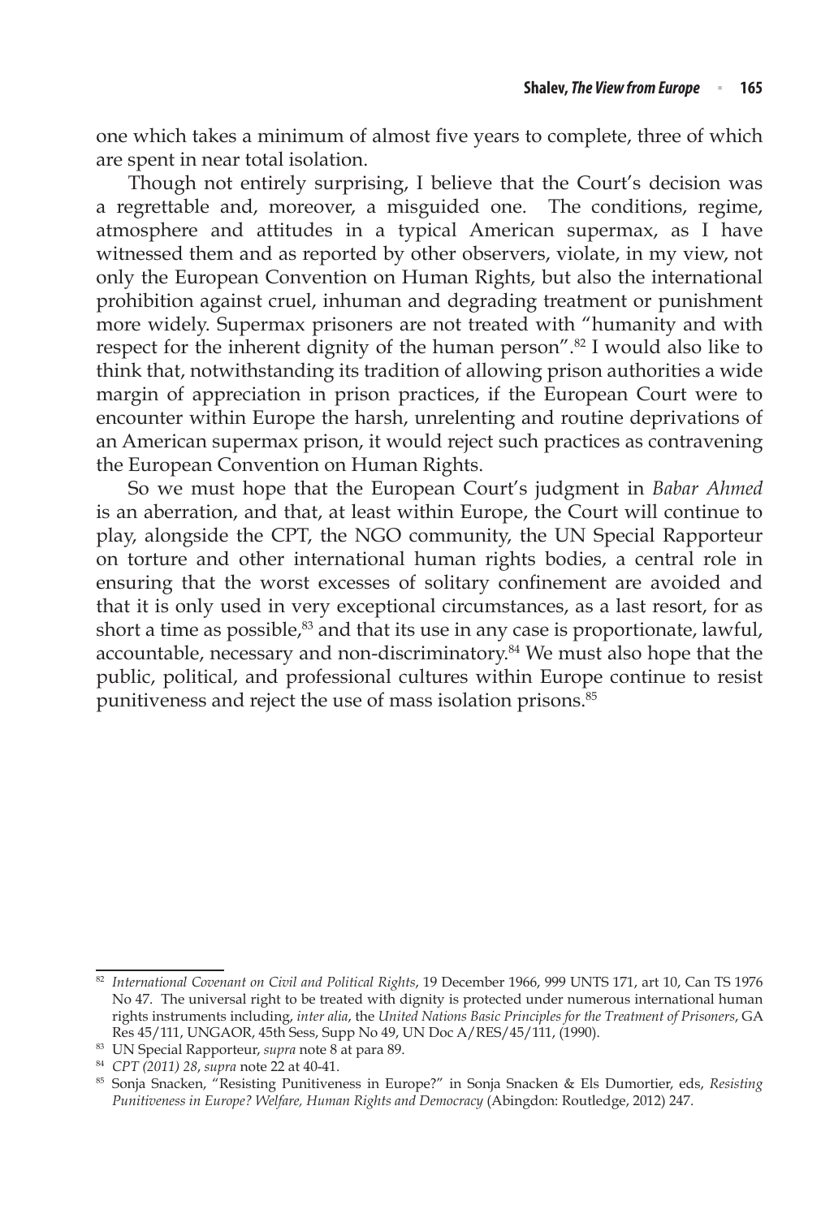one which takes a minimum of almost five years to complete, three of which are spent in near total isolation.

Though not entirely surprising, I believe that the Court's decision was a regrettable and, moreover, a misguided one. The conditions, regime, atmosphere and attitudes in a typical American supermax, as I have witnessed them and as reported by other observers, violate, in my view, not only the European Convention on Human Rights, but also the international prohibition against cruel, inhuman and degrading treatment or punishment more widely. Supermax prisoners are not treated with "humanity and with respect for the inherent dignity of the human person".[82] I would also like to think that, notwithstanding its tradition of allowing prison authorities a wide margin of appreciation in prison practices, if the European Court were to encounter within Europe the harsh, unrelenting and routine deprivations of an American supermax prison, it would reject such practices as contravening the European Convention on Human Rights.

So we must hope that the European Court's judgment in *Babar Ahmed* is an aberration, and that, at least within Europe, the Court will continue to play, alongside the CPT, the NGO community, the UN Special Rapporteur on torture and other international human rights bodies, a central role in ensuring that the worst excesses of solitary confinement are avoided and that it is only used in very exceptional circumstances, as a last resort, for as short a time as possible,[83] and that its use in any case is proportionate, lawful, accountable, necessary and non-discriminatory.[84] We must also hope that the public, political, and professional cultures within Europe continue to resist punitiveness and reject the use of mass isolation prisons.[85]

---

[82] *International Covenant on Civil and Political Rights*, 19 December 1966, 999 UNTS 171, art 10, Can TS 1976 No 47. The universal right to be treated with dignity is protected under numerous international human rights instruments including, *inter alia*, the *United Nations Basic Principles for the Treatment of Prisoners*, GA Res 45/111, UNGAOR, 45th Sess, Supp No 49, UN Doc A/RES/45/111, (1990).

[83] UN Special Rapporteur, *supra* note 8 at para 89.

[84] *CPT (2011) 28*, *supra* note 22 at 40-41.

[85] Sonja Snacken, "Resisting Punitiveness in Europe?" in Sonja Snacken & Els Dumortier, eds, *Resisting Punitiveness in Europe? Welfare, Human Rights and Democracy* (Abingdon: Routledge, 2012) 247.